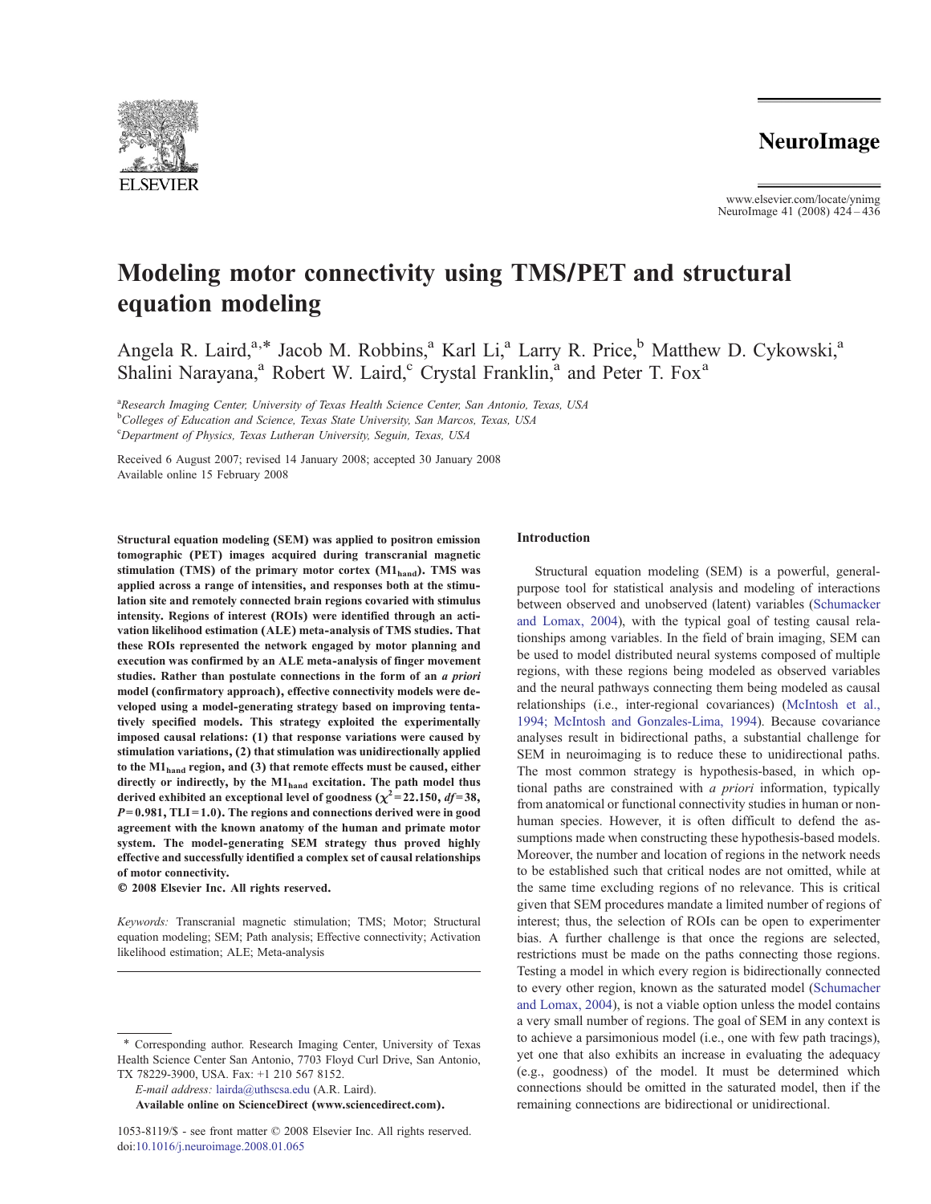# Modeling motor connectivity using TMS/PET and structural equation modeling

Angela R. Laird,[a,*] Jacob M. Robbins,[a] Karl Li,[a] Larry R. Price,[b] Matthew D. Cykowski,[a] Shalini Narayana,[a] Robert W. Laird,[c] Crystal Franklin,[a] and Peter T. Fox[a]

[a]*Research Imaging Center, University of Texas Health Science Center, San Antonio, Texas, USA*
[b]*Colleges of Education and Science, Texas State University, San Marcos, Texas, USA*
[c]*Department of Physics, Texas Lutheran University, Seguin, Texas, USA*

Received 6 August 2007; revised 14 January 2008; accepted 30 January 2008
Available online 15 February 2008

**Structural equation modeling (SEM) was applied to positron emission tomographic (PET) images acquired during transcranial magnetic stimulation (TMS) of the primary motor cortex ($M1_{hand}$). TMS was applied across a range of intensities, and responses both at the stimulation site and remotely connected brain regions covaried with stimulus intensity. Regions of interest (ROIs) were identified through an activation likelihood estimation (ALE) meta-analysis of TMS studies. That these ROIs represented the network engaged by motor planning and execution was confirmed by an ALE meta-analysis of finger movement studies. Rather than postulate connections in the form of an *a priori* model (confirmatory approach), effective connectivity models were developed using a model-generating strategy based on improving tentatively specified models. This strategy exploited the experimentally imposed causal relations: (1) that response variations were caused by stimulation variations, (2) that stimulation was unidirectionally applied to the $M1_{hand}$ region, and (3) that remote effects must be caused, either directly or indirectly, by the $M1_{hand}$ excitation. The path model thus derived exhibited an exceptional level of goodness ($\chi^2$=22.150, *df*=38, *P*=0.981, TLI=1.0). The regions and connections derived were in good agreement with the known anatomy of the human and primate motor system. The model-generating SEM strategy thus proved highly effective and successfully identified a complex set of causal relationships of motor connectivity.**

**© 2008 Elsevier Inc. All rights reserved.**

*Keywords:* Transcranial magnetic stimulation; TMS; Motor; Structural equation modeling; SEM; Path analysis; Effective connectivity; Activation likelihood estimation; ALE; Meta-analysis

\* Corresponding author. Research Imaging Center, University of Texas Health Science Center San Antonio, 7703 Floyd Curl Drive, San Antonio, TX 78229-3900, USA. Fax: +1 210 567 8152.

*E-mail address:* lairda@uthscsa.edu (A.R. Laird).

1053-8119/$ - see front matter © 2008 Elsevier Inc. All rights reserved.
doi:10.1016/j.neuroimage.2008.01.065

## Introduction

Structural equation modeling (SEM) is a powerful, general-purpose tool for statistical analysis and modeling of interactions between observed and unobserved (latent) variables (Schumacker and Lomax, 2004), with the typical goal of testing causal relationships among variables. In the field of brain imaging, SEM can be used to model distributed neural systems composed of multiple regions, with these regions being modeled as observed variables and the neural pathways connecting them being modeled as causal relationships (i.e., inter-regional covariances) (McIntosh et al., 1994; McIntosh and Gonzales-Lima, 1994). Because covariance analyses result in bidirectional paths, a substantial challenge for SEM in neuroimaging is to reduce these to unidirectional paths. The most common strategy is hypothesis-based, in which optional paths are constrained with *a priori* information, typically from anatomical or functional connectivity studies in human or non-human species. However, it is often difficult to defend the assumptions made when constructing these hypothesis-based models. Moreover, the number and location of regions in the network needs to be established such that critical nodes are not omitted, while at the same time excluding regions of no relevance. This is critical given that SEM procedures mandate a limited number of regions of interest; thus, the selection of ROIs can be open to experimenter bias. A further challenge is that once the regions are selected, restrictions must be made on the paths connecting those regions. Testing a model in which every region is bidirectionally connected to every other region, known as the saturated model (Schumacher and Lomax, 2004), is not a viable option unless the model contains a very small number of regions. The goal of SEM in any context is to achieve a parsimonious model (i.e., one with few path tracings), yet one that also exhibits an increase in evaluating the adequacy (e.g., goodness) of the model. It must be determined which connections should be omitted in the saturated model, then if the remaining connections are bidirectional or unidirectional.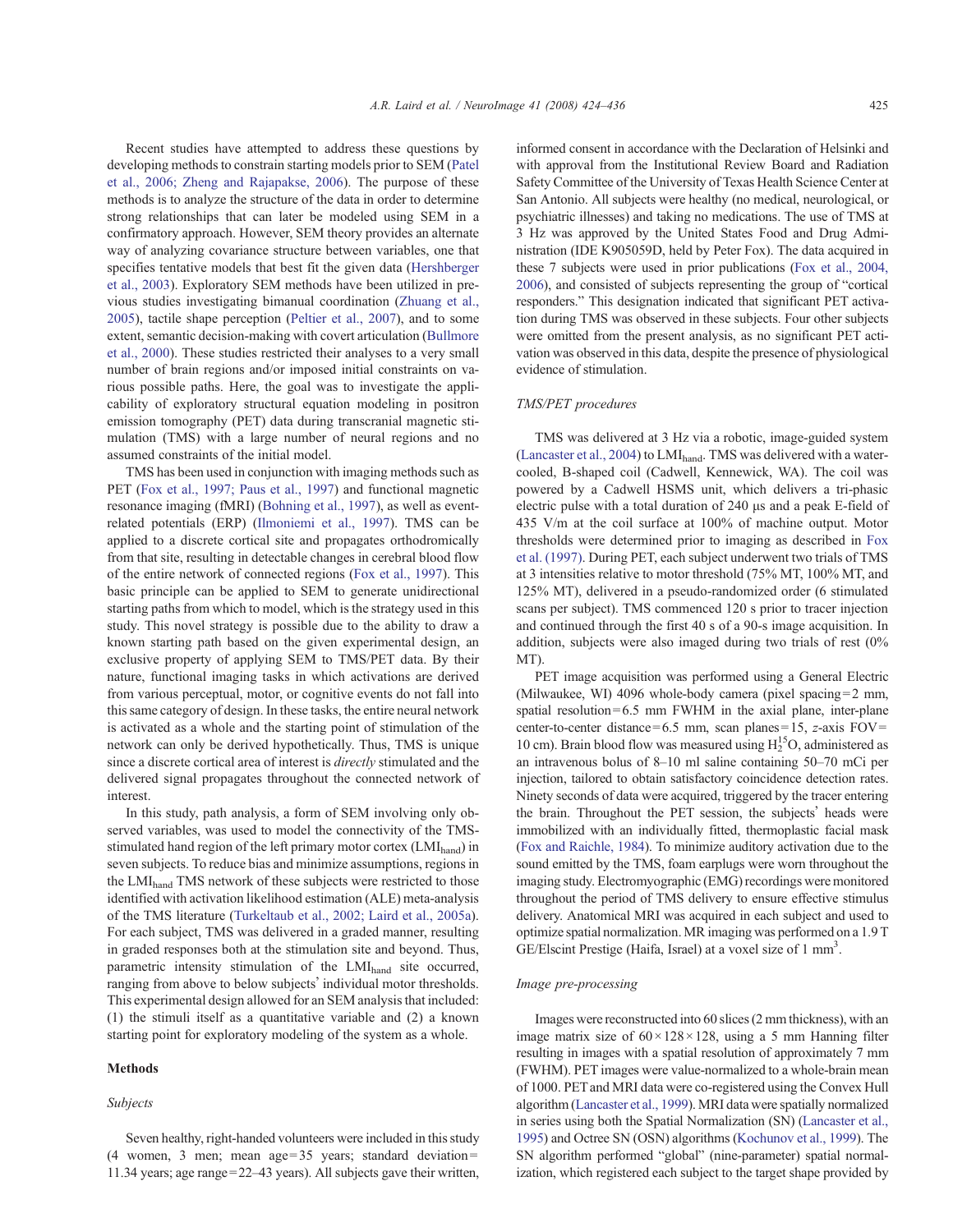Recent studies have attempted to address these questions by developing methods to construct starting models prior to SEM (Patel et al., 2006; Zheng and Rajapakse, 2006). The purpose of these methods is to analyze the structure of the data in order to determine strong relationships that can later be modeled using SEM in a confirmatory approach. However, SEM theory provides an alternate way of analyzing covariance structure between variables, one that specifies tentative models that best fit the given data (Hershberger et al., 2003). Exploratory SEM methods have been utilized in previous studies investigating bimanual coordination (Zhuang et al., 2005), tactile shape perception (Peltier et al., 2007), and to some extent, semantic decision-making with covert articulation (Bullmore et al., 2000). These studies restricted their analyses to a very small number of brain regions and/or imposed initial constraints on various possible paths. Here, the goal was to investigate the applicability of exploratory structural equation modeling in positron emission tomography (PET) data during transcranial magnetic stimulation (TMS) with a large number of neural regions and no assumed constraints of the initial model.

TMS has been used in conjunction with imaging methods such as PET (Fox et al., 1997; Paus et al., 1997) and functional magnetic resonance imaging (fMRI) (Bohning et al., 1997), as well as event-related potentials (ERP) (Ilmoniemi et al., 1997). TMS can be applied to a discrete cortical site and propagates orthodromically from that site, resulting in detectable changes in cerebral blood flow of the entire network of connected regions (Fox et al., 1997). This basic principle can be applied to SEM to generate unidirectional starting paths from which to model, which is the strategy used in this study. This novel strategy is possible due to the ability to draw a known starting path based on the given experimental design, an exclusive property of applying SEM to TMS/PET data. By their nature, functional imaging tasks in which activations are derived from various perceptual, motor, or cognitive events do not fall into this same category of design. In these tasks, the entire neural network is activated as a whole and the starting point of stimulation of the network can only be derived hypothetically. Thus, TMS is unique since a discrete cortical area of interest is *directly* stimulated and the delivered signal propagates throughout the connected network of interest.

In this study, path analysis, a form of SEM involving only observed variables, was used to model the connectivity of the TMS-stimulated hand region of the left primary motor cortex ($LMI_{hand}$) in seven subjects. To reduce bias and minimize assumptions, regions in the $LMI_{hand}$ TMS network of these subjects were restricted to those identified with activation likelihood estimation (ALE) meta-analysis of the TMS literature (Turkeltaub et al., 2002; Laird et al., 2005a). For each subject, TMS was delivered in a graded manner, resulting in graded responses both at the stimulation site and beyond. Thus, parametric intensity stimulation of the $LMI_{hand}$ site occurred, ranging from above to below subjects' individual motor thresholds. This experimental design allowed for an SEM analysis that included: (1) the stimuli itself as a quantitative variable and (2) a known starting point for exploratory modeling of the system as a whole.

## Methods

### *Subjects*

Seven healthy, right-handed volunteers were included in this study (4 women, 3 men; mean age = 35 years; standard deviation = 11.34 years; age range = 22–43 years). All subjects gave their written, informed consent in accordance with the Declaration of Helsinki and with approval from the Institutional Review Board and Radiation Safety Committee of the University of Texas Health Science Center at San Antonio. All subjects were healthy (no medical, neurological, or psychiatric illnesses) and taking no medications. The use of TMS at 3 Hz was approved by the United States Food and Drug Administration (IDE K905059D, held by Peter Fox). The data acquired in these 7 subjects were used in prior publications (Fox et al., 2004, 2006), and consisted of subjects representing the group of "cortical responders." This designation indicated that significant PET activation during TMS was observed in these subjects. Four other subjects were omitted from the present analysis, as no significant PET activation was observed in this data, despite the presence of physiological evidence of stimulation.

### *TMS/PET procedures*

TMS was delivered at 3 Hz via a robotic, image-guided system (Lancaster et al., 2004) to $LMI_{hand}$. TMS was delivered with a water-cooled, B-shaped coil (Cadwell, Kennewick, WA). The coil was powered by a Cadwell HSMS unit, which delivers a tri-phasic electric pulse with a total duration of 240 μs and a peak E-field of 435 V/m at the coil surface at 100% of machine output. Motor thresholds were determined prior to imaging as described in Fox et al. (1997). During PET, each subject underwent two trials of TMS at 3 intensities relative to motor threshold (75% MT, 100% MT, and 125% MT), delivered in a pseudo-randomized order (6 stimulated scans per subject). TMS commenced 120 s prior to tracer injection and continued through the first 40 s of a 90-s image acquisition. In addition, subjects were also imaged during two trials of rest (0% MT).

PET image acquisition was performed using a General Electric (Milwaukee, WI) 4096 whole-body camera (pixel spacing = 2 mm, spatial resolution = 6.5 mm FWHM in the axial plane, inter-plane center-to-center distance = 6.5 mm, scan planes = 15, *z*-axis FOV = 10 cm). Brain blood flow was measured using $H_2^{15}O$, administered as an intravenous bolus of 8–10 ml saline containing 50–70 mCi per injection, tailored to obtain satisfactory coincidence detection rates. Ninety seconds of data were acquired, triggered by the tracer entering the brain. Throughout the PET session, the subjects' heads were immobilized with an individually fitted, thermoplastic facial mask (Fox and Raichle, 1984). To minimize auditory activation due to the sound emitted by the TMS, foam earplugs were worn throughout the imaging study. Electromyographic (EMG) recordings were monitored throughout the period of TMS delivery to ensure effective stimulus delivery. Anatomical MRI was acquired in each subject and used to optimize spatial normalization. MR imaging was performed on a 1.9 T GE/Elscint Prestige (Haifa, Israel) at a voxel size of 1 $mm^3$.

### *Image pre-processing*

Images were reconstructed into 60 slices (2 mm thickness), with an image matrix size of 60 × 128 × 128, using a 5 mm Hanning filter resulting in images with a spatial resolution of approximately 7 mm (FWHM). PET images were value-normalized to a whole-brain mean of 1000. PET and MRI data were co-registered using the Convex Hull algorithm (Lancaster et al., 1999). MRI data were spatially normalized in series using both the Spatial Normalization (SN) (Lancaster et al., 1995) and Octree SN (OSN) algorithms (Kochunov et al., 1999). The SN algorithm performed "global" (nine-parameter) spatial normalization, which registered each subject to the target shape provided by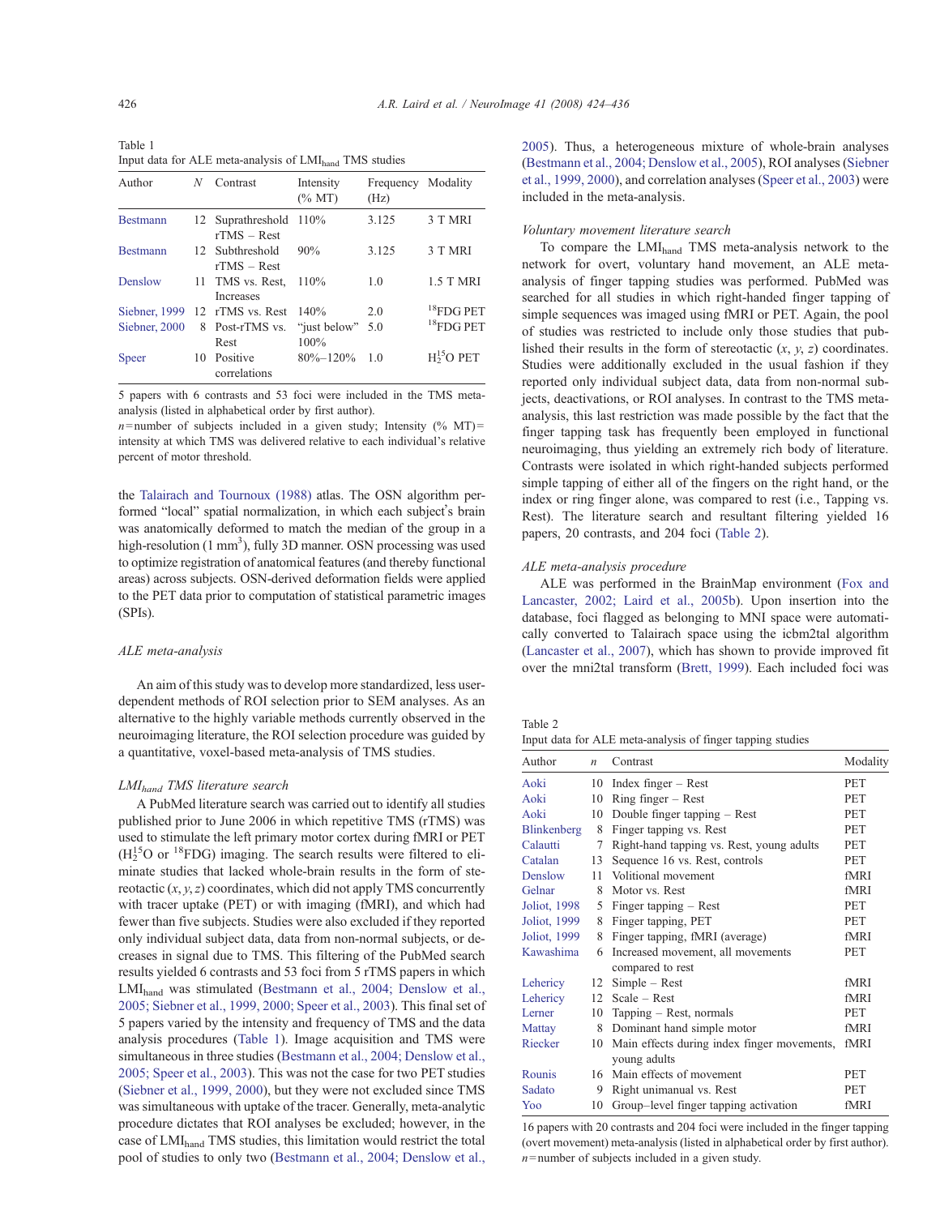Table 1
Input data for ALE meta-analysis of $LMI_{hand}$ TMS studies

| Author | N | Contrast | Intensity (% MT) | Frequency (Hz) | Modality |
|---|---|---|---|---|---|
| Bestmann | 12 | Suprathreshold rTMS – Rest | 110% | 3.125 | 3 T MRI |
| Bestmann | 12 | Subthreshold rTMS – Rest | 90% | 3.125 | 3 T MRI |
| Denslow | 11 | TMS vs. Rest, Increases | 110% | 1.0 | 1.5 T MRI |
| Siebner, 1999 | 12 | rTMS vs. Rest | 140% | 2.0 | $^{18}$FDG PET |
| Siebner, 2000 | 8 | Post-rTMS vs. Rest | "just below" 100% | 5.0 | $^{18}$FDG PET |
| Speer | 10 | Positive correlations | 80%–120% | 1.0 | $H_2^{15}O$ PET |

5 papers with 6 contrasts and 53 foci were included in the TMS meta-analysis (listed in alphabetical order by first author).
$n$ = number of subjects included in a given study; Intensity (% MT) = intensity at which TMS was delivered relative to each individual's relative percent of motor threshold.

the Talairach and Tournoux (1988) atlas. The OSN algorithm performed "local" spatial normalization, in which each subject's brain was anatomically deformed to match the median of the group in a high-resolution (1 mm$^3$), fully 3D manner. OSN processing was used to optimize registration of anatomical features (and thereby functional areas) across subjects. OSN-derived deformation fields were applied to the PET data prior to computation of statistical parametric images (SPIs).

### ALE meta-analysis

An aim of this study was to develop more standardized, less user-dependent methods of ROI selection prior to SEM analyses. As an alternative to the highly variable methods currently observed in the neuroimaging literature, the ROI selection procedure was guided by a quantitative, voxel-based meta-analysis of TMS studies.

#### *$LMI_{hand}$ TMS literature search*

A PubMed literature search was carried out to identify all studies published prior to June 2006 in which repetitive TMS (rTMS) was used to stimulate the left primary motor cortex during fMRI or PET ($H_2^{15}O$ or $^{18}$FDG) imaging. The search results were filtered to eliminate studies that lacked whole-brain results in the form of stereotactic ($x$, $y$, $z$) coordinates, which did not apply TMS concurrently with tracer uptake (PET) or with imaging (fMRI), and which had fewer than five subjects. Studies were also excluded if they reported only individual subject data, data from non-normal subjects, or decreases in signal due to TMS. This filtering of the PubMed search results yielded 6 contrasts and 53 foci from 5 rTMS papers in which $LMI_{hand}$ was stimulated (Bestmann et al., 2004; Denslow et al., 2005; Siebner et al., 1999, 2000; Speer et al., 2003). This final set of 5 papers varied by the intensity and frequency of TMS and the data analysis procedures (Table 1). Image acquisition and TMS were simultaneous in three studies (Bestmann et al., 2004; Denslow et al., 2005; Speer et al., 2003). This was not the case for two PET studies (Siebner et al., 1999, 2000), but they were not excluded since TMS was simultaneous with uptake of the tracer. Generally, meta-analytic procedure dictates that ROI analyses be excluded; however, in the case of $LMI_{hand}$ TMS studies, this limitation would restrict the total pool of studies to only two (Bestmann et al., 2004; Denslow et al., 2005). Thus, a heterogeneous mixture of whole-brain analyses (Bestmann et al., 2004; Denslow et al., 2005), ROI analyses (Siebner et al., 1999, 2000), and correlation analyses (Speer et al., 2003) were included in the meta-analysis.

#### *Voluntary movement literature search*

To compare the $LMI_{hand}$ TMS meta-analysis network to the network for overt, voluntary hand movement, an ALE meta-analysis of finger tapping studies was performed. PubMed was searched for all studies in which right-handed finger tapping of simple sequences was imaged using fMRI or PET. Again, the pool of studies was restricted to include only those studies that published their results in the form of stereotactic ($x$, $y$, $z$) coordinates. Studies were additionally excluded in the usual fashion if they reported only individual subject data, data from non-normal subjects, deactivations, or ROI analyses. In contrast to the TMS meta-analysis, this last restriction was made possible by the fact that the finger tapping task has frequently been employed in functional neuroimaging, thus yielding an extremely rich body of literature. Contrasts were isolated in which right-handed subjects performed simple tapping of either all of the fingers on the right hand, or the index or ring finger alone, was compared to rest (i.e., Tapping vs. Rest). The literature search and resultant filtering yielded 16 papers, 20 contrasts, and 204 foci (Table 2).

#### *ALE meta-analysis procedure*

ALE was performed in the BrainMap environment (Fox and Lancaster, 2002; Laird et al., 2005b). Upon insertion into the database, foci flagged as belonging to MNI space were automatically converted to Talairach space using the icbm2tal algorithm (Lancaster et al., 2007), which has shown to provide improved fit over the mni2tal transform (Brett, 1999). Each included foci was

Table 2
Input data for ALE meta-analysis of finger tapping studies

| Author | $n$ | Contrast | Modality |
|---|---|---|---|
| Aoki | 10 | Index finger – Rest | PET |
| Aoki | 10 | Ring finger – Rest | PET |
| Aoki | 10 | Double finger tapping – Rest | PET |
| Blinkenberg | 8 | Finger tapping vs. Rest | PET |
| Calautti | 7 | Right-hand tapping vs. Rest, young adults | PET |
| Catalan | 13 | Sequence 16 vs. Rest, controls | PET |
| Denslow | 11 | Volitional movement | fMRI |
| Gelnar | 8 | Motor vs. Rest | fMRI |
| Joliot, 1998 | 5 | Finger tapping – Rest | PET |
| Joliot, 1999 | 8 | Finger tapping, PET | PET |
| Joliot, 1999 | 8 | Finger tapping, fMRI (average) | fMRI |
| Kawashima | 6 | Increased movement, all movements compared to rest | PET |
| Lehericy | 12 | Simple – Rest | fMRI |
| Lehericy | 12 | Scale – Rest | fMRI |
| Lerner | 10 | Tapping – Rest, normals | PET |
| Mattay | 8 | Dominant hand simple motor | fMRI |
| Riecker | 10 | Main effects during index finger movements, young adults | fMRI |
| Rounis | 16 | Main effects of movement | PET |
| Sadato | 9 | Right unimanual vs. Rest | PET |
| Yoo | 10 | Group–level finger tapping activation | fMRI |

16 papers with 20 contrasts and 204 foci were included in the finger tapping (overt movement) meta-analysis (listed in alphabetical order by first author).
$n$ = number of subjects included in a given study.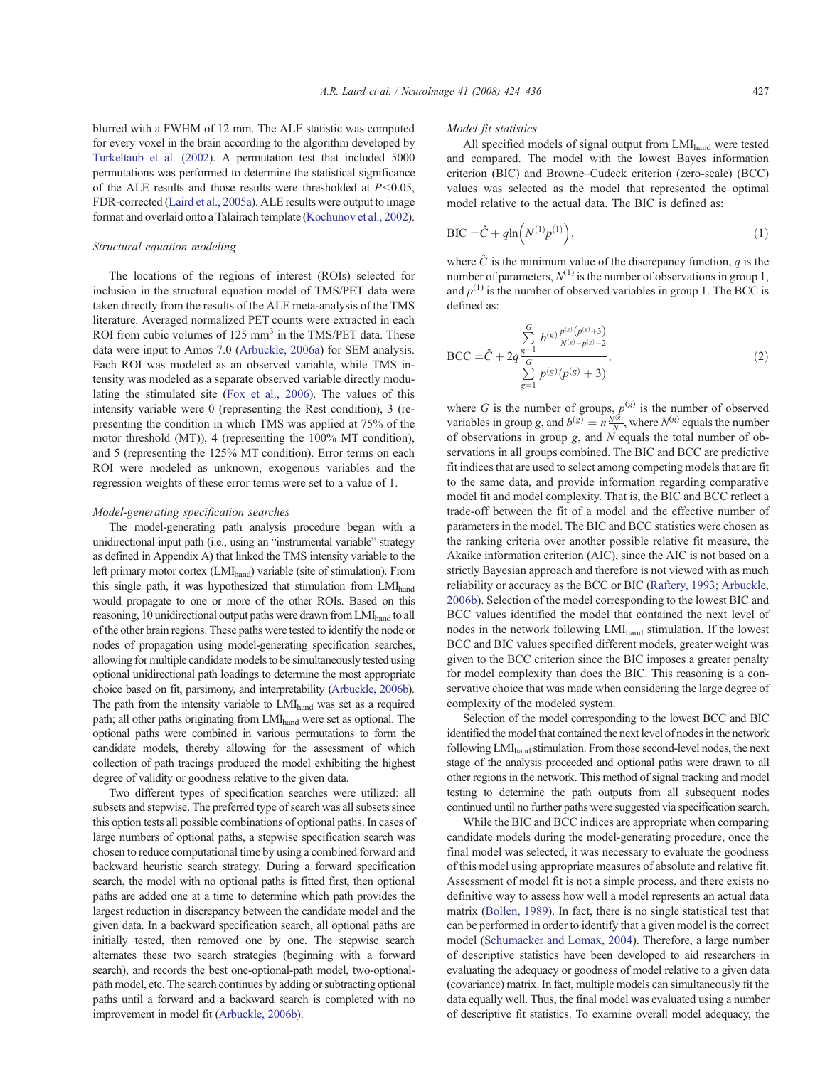blurred with a FWHM of 12 mm. The ALE statistic was computed for every voxel in the brain according to the algorithm developed by Turkeltaub et al. (2002). A permutation test that included 5000 permutations was performed to determine the statistical significance of the ALE results and those results were thresholded at $P<0.05$, FDR-corrected (Laird et al., 2005a). ALE results were output to image format and overlaid onto a Talairach template (Kochunov et al., 2002).

### *Structural equation modeling*

The locations of the regions of interest (ROIs) selected for inclusion in the structural equation model of TMS/PET data were taken directly from the results of the ALE meta-analysis of the TMS literature. Averaged normalized PET counts were extracted in each ROI from cubic volumes of 125 mm$^3$ in the TMS/PET data. These data were input to Amos 7.0 (Arbuckle, 2006a) for SEM analysis. Each ROI was modeled as an observed variable, while TMS intensity was modeled as a separate observed variable directly modulating the stimulated site (Fox et al., 2006). The values of this intensity variable were 0 (representing the Rest condition), 3 (representing the condition in which TMS was applied at 75% of the motor threshold (MT)), 4 (representing the 100% MT condition), and 5 (representing the 125% MT condition). Error terms on each ROI were modeled as unknown, exogenous variables and the regression weights of these error terms were set to a value of 1.

### *Model-generating specification searches*

The model-generating path analysis procedure began with a unidirectional input path (i.e., using an "instrumental variable" strategy as defined in Appendix A) that linked the TMS intensity variable to the left primary motor cortex ($\mathrm{LMI_{hand}}$) variable (site of stimulation). From this single path, it was hypothesized that stimulation from $\mathrm{LMI_{hand}}$ would propagate to one or more of the other ROIs. Based on this reasoning, 10 unidirectional output paths were drawn from $\mathrm{LMI_{hand}}$ to all of the other brain regions. These paths were tested to identify the node or nodes of propagation using model-generating specification searches, allowing for multiple candidate models to be simultaneously tested using optional unidirectional path loadings to determine the most appropriate choice based on fit, parsimony, and interpretability (Arbuckle, 2006b). The path from the intensity variable to $\mathrm{LMI_{hand}}$ was set as a required path; all other paths originating from $\mathrm{LMI_{hand}}$ were set as optional. The optional paths were combined in various permutations to form the candidate models, thereby allowing for the assessment of which collection of path tracings produced the model exhibiting the highest degree of validity or goodness relative to the given data.

Two different types of specification searches were utilized: all subsets and stepwise. The preferred type of search was all subsets since this option tests all possible combinations of optional paths. In cases of large numbers of optional paths, a stepwise specification search was chosen to reduce computational time by using a combined forward and backward heuristic search strategy. During a forward specification search, the model with no optional paths is fitted first, then optional paths are added one at a time to determine which path provides the largest reduction in discrepancy between the candidate model and the given data. In a backward specification search, all optional paths are initially tested, then removed one by one. The stepwise search alternates these two search strategies (beginning with a forward search), and records the best one-optional-path model, two-optional-path model, etc. The search continues by adding or subtracting optional paths until a forward and a backward search is completed with no improvement in model fit (Arbuckle, 2006b).

### *Model fit statistics*

All specified models of signal output from $\mathrm{LMI_{hand}}$ were tested and compared. The model with the lowest Bayes information criterion (BIC) and Browne–Cudeck criterion (zero-scale) (BCC) values was selected as the model that represented the optimal model relative to the actual data. The BIC is defined as:

$$\mathrm{BIC} = \hat{C} + q\ln\left(N^{(1)}p^{(1)}\right), \tag{1}$$

where $\hat{C}$ is the minimum value of the discrepancy function, $q$ is the number of parameters, $N^{(1)}$ is the number of observations in group 1, and $p^{(1)}$ is the number of observed variables in group 1. The BCC is defined as:

$$\mathrm{BCC} = \hat{C} + 2q\frac{\sum_{g=1}^{G} b^{(g)}\frac{p^{(g)}\left(p^{(g)}+3\right)}{N^{(g)}-p^{(g)}-2}}{\sum_{g=1}^{G} p^{(g)}\left(p^{(g)}+3\right)}, \tag{2}$$

where $G$ is the number of groups, $p^{(g)}$ is the number of observed variables in group $g$, and $b^{(g)} = n\frac{N^{(g)}}{N}$, where $N^{(g)}$ equals the number of observations in group $g$, and $N$ equals the total number of observations in all groups combined. The BIC and BCC are predictive fit indices that are used to select among competing models that are fit to the same data, and provide information regarding comparative model fit and model complexity. That is, the BIC and BCC reflect a trade-off between the fit of a model and the effective number of parameters in the model. The BIC and BCC statistics were chosen as the ranking criteria over another possible relative fit measure, the Akaike information criterion (AIC), since the AIC is not based on a strictly Bayesian approach and therefore is not viewed with as much reliability or accuracy as the BCC or BIC (Raftery, 1993; Arbuckle, 2006b). Selection of the model corresponding to the lowest BIC and BCC values identified the model that contained the next level of nodes in the network following $\mathrm{LMI_{hand}}$ stimulation. If the lowest BCC and BIC values specified different models, greater weight was given to the BCC criterion since the BIC imposes a greater penalty for model complexity than does the BIC. This reasoning is a conservative choice that was made when considering the large degree of complexity of the modeled system.

Selection of the model corresponding to the lowest BCC and BIC identified the model that contained the next level of nodes in the network following $\mathrm{LMI_{hand}}$ stimulation. From those second-level nodes, the next stage of the analysis proceeded and optional paths were drawn to all other regions in the network. This method of signal tracking and model testing to determine the path outputs from all subsequent nodes continued until no further paths were suggested via specification search.

While the BIC and BCC indices are appropriate when comparing candidate models during the model-generating procedure, once the final model was selected, it was necessary to evaluate the goodness of this model using appropriate measures of absolute and relative fit. Assessment of model fit is not a simple process, and there exists no definitive way to assess how well a model represents an actual data matrix (Bollen, 1989). In fact, there is no single statistical test that can be performed in order to identify that a given model is the correct model (Schumacker and Lomax, 2004). Therefore, a large number of descriptive statistics have been developed to aid researchers in evaluating the adequacy or goodness of model relative to a given data (covariance) matrix. In fact, multiple models can simultaneously fit the data equally well. Thus, the final model was evaluated using a number of descriptive fit statistics. To examine overall model adequacy, the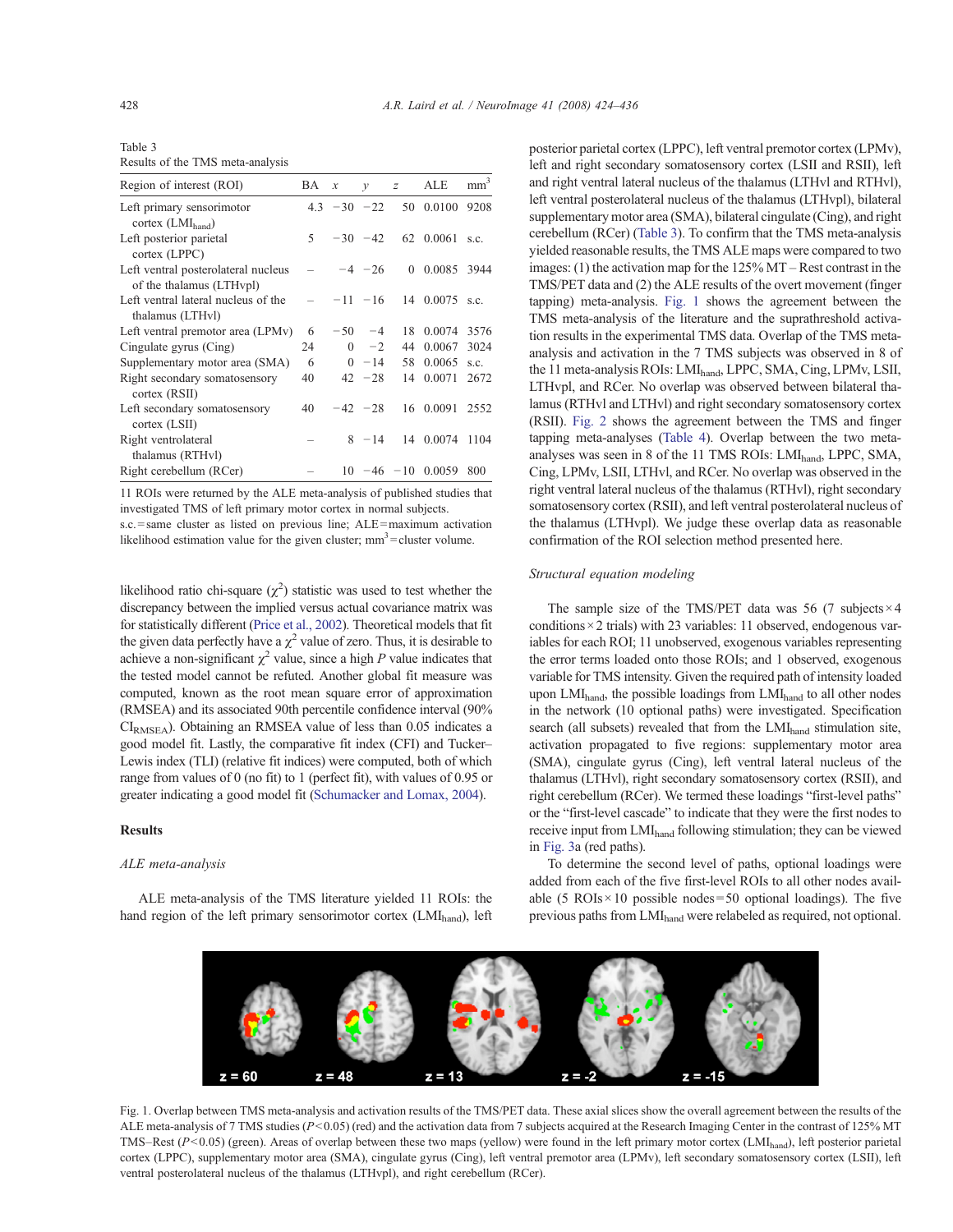Table 3
Results of the TMS meta-analysis

| Region of interest (ROI) | BA | x | y | z | ALE | $mm^3$ |
|---|---|---|---|---|---|---|
| Left primary sensorimotor cortex ($LMI_{hand}$) | 4.3 | −30 | −22 | 50 | 0.0100 | 9208 |
| Left posterior parietal cortex (LPPC) | 5 | −30 | −42 | 62 | 0.0061 | s.c. |
| Left ventral posterolateral nucleus of the thalamus (LTHvpl) | – | −4 | −26 | 0 | 0.0085 | 3944 |
| Left ventral lateral nucleus of the thalamus (LTHvl) | – | −11 | −16 | 14 | 0.0075 | s.c. |
| Left ventral premotor area (LPMv) | 6 | −50 | −4 | 18 | 0.0074 | 3576 |
| Cingulate gyrus (Cing) | 24 | 0 | −2 | 44 | 0.0067 | 3024 |
| Supplementary motor area (SMA) | 6 | 0 | −14 | 58 | 0.0065 | s.c. |
| Right secondary somatosensory cortex (RSII) | 40 | 42 | −28 | 14 | 0.0071 | 2672 |
| Left secondary somatosensory cortex (LSII) | 40 | −42 | −28 | 16 | 0.0091 | 2552 |
| Right ventrolateral thalamus (RTHvl) | – | 8 | −14 | 14 | 0.0074 | 1104 |
| Right cerebellum (RCer) | – | 10 | −46 | −10 | 0.0059 | 800 |

11 ROIs were returned by the ALE meta-analysis of published studies that investigated TMS of left primary motor cortex in normal subjects.
s.c. = same cluster as listed on previous line; ALE = maximum activation likelihood estimation value for the given cluster; $mm^3$ = cluster volume.

likelihood ratio chi-square ($\chi^2$) statistic was used to test whether the discrepancy between the implied versus actual covariance matrix was for statistically different (Price et al., 2002). Theoretical models that fit the given data perfectly have a $\chi^2$ value of zero. Thus, it is desirable to achieve a non-significant $\chi^2$ value, since a high $P$ value indicates that the tested model cannot be refuted. Another global fit measure was computed, known as the root mean square error of approximation (RMSEA) and its associated 90th percentile confidence interval (90% $CI_{RMSEA}$). Obtaining an RMSEA value of less than 0.05 indicates a good model fit. Lastly, the comparative fit index (CFI) and Tucker–Lewis index (TLI) (relative fit indices) were computed, both of which range from values of 0 (no fit) to 1 (perfect fit), with values of 0.95 or greater indicating a good model fit (Schumacker and Lomax, 2004).

## Results

### *ALE meta-analysis*

ALE meta-analysis of the TMS literature yielded 11 ROIs: the hand region of the left primary sensorimotor cortex ($LMI_{hand}$), left posterior parietal cortex (LPPC), left ventral premotor cortex (LPMv), left and right secondary somatosensory cortex (LSII and RSII), left and right ventral lateral nucleus of the thalamus (LTHvl and RTHvl), left ventral posterolateral nucleus of the thalamus (LTHvpl), bilateral supplementary motor area (SMA), bilateral cingulate (Cing), and right cerebellum (RCer) (Table 3). To confirm that the TMS meta-analysis yielded reasonable results, the TMS ALE maps were compared to two images: (1) the activation map for the 125% MT – Rest contrast in the TMS/PET data and (2) the ALE results of the overt movement (finger tapping) meta-analysis. Fig. 1 shows the agreement between the TMS meta-analysis of the literature and the suprathreshold activation results in the experimental TMS data. Overlap of the TMS meta-analysis and activation in the 7 TMS subjects was observed in 8 of the 11 meta-analysis ROIs: $LMI_{hand}$, LPPC, SMA, Cing, LPMv, LSII, LTHvpl, and RCer. No overlap was observed between bilateral thalamus (RTHvl and LTHvl) and right secondary somatosensory cortex (RSII). Fig. 2 shows the agreement between the TMS and finger tapping meta-analyses (Table 4). Overlap between the two meta-analyses was seen in 8 of the 11 TMS ROIs: $LMI_{hand}$, LPPC, SMA, Cing, LPMv, LSII, LTHvl, and RCer. No overlap was observed in the right ventral lateral nucleus of the thalamus (RTHvl), right secondary somatosensory cortex (RSII), and left ventral posterolateral nucleus of the thalamus (LTHvpl). We judge these overlap data as reasonable confirmation of the ROI selection method presented here.

### *Structural equation modeling*

The sample size of the TMS/PET data was 56 (7 subjects × 4 conditions × 2 trials) with 23 variables: 11 observed, endogenous variables for each ROI; 11 unobserved, exogenous variables representing the error terms loaded onto those ROIs; and 1 observed, exogenous variable for TMS intensity. Given the required path of intensity loaded upon $LMI_{hand}$, the possible loadings from $LMI_{hand}$ to all other nodes in the network (10 optional paths) were investigated. Specification search (all subsets) revealed that from the $LMI_{hand}$ stimulation site, activation propagated to five regions: supplementary motor area (SMA), cingulate gyrus (Cing), left ventral lateral nucleus of the thalamus (LTHvl), right secondary somatosensory cortex (RSII), and right cerebellum (RCer). We termed these loadings "first-level paths" or the "first-level cascade" to indicate that they were the first nodes to receive input from $LMI_{hand}$ following stimulation; they can be viewed in Fig. 3a (red paths).

To determine the second level of paths, optional loadings were added from each of the five first-level ROIs to all other nodes available (5 ROIs × 10 possible nodes = 50 optional loadings). The five previous paths from $LMI_{hand}$ were relabeled as required, not optional.

Fig. 1. Overlap between TMS meta-analysis and activation results of the TMS/PET data. These axial slices show the overall agreement between the results of the ALE meta-analysis of 7 TMS studies ($P<0.05$) (red) and the activation data from 7 subjects acquired at the Research Imaging Center in the contrast of 125% MT TMS–Rest ($P<0.05$) (green). Areas of overlap between these two maps (yellow) were found in the left primary motor cortex ($LMI_{hand}$), left posterior parietal cortex (LPPC), supplementary motor area (SMA), cingulate gyrus (Cing), left ventral premotor area (LPMv), left secondary somatosensory cortex (LSII), left ventral posterolateral nucleus of the thalamus (LTHvpl), and right cerebellum (RCer).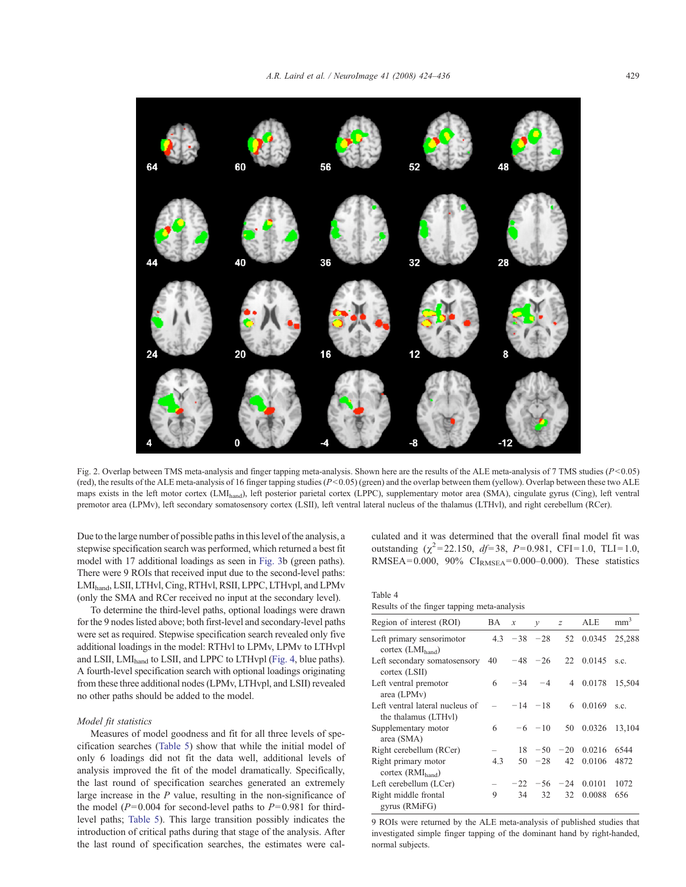Fig. 2. Overlap between TMS meta-analysis and finger tapping meta-analysis. Shown here are the results of the ALE meta-analysis of 7 TMS studies ($P<0.05$) (red), the results of the ALE meta-analysis of 16 finger tapping studies ($P<0.05$) (green) and the overlap between them (yellow). Overlap between these two ALE maps exists in the left motor cortex ($LMI_{hand}$), left posterior parietal cortex (LPPC), supplementary motor area (SMA), cingulate gyrus (Cing), left ventral premotor area (LPMv), left secondary somatosensory cortex (LSII), left ventral lateral nucleus of the thalamus (LTHvl), and right cerebellum (RCer).

Due to the large number of possible paths in this level of the analysis, a stepwise specification search was performed, which returned a best fit model with 17 additional loadings as seen in Fig. 3b (green paths). There were 9 ROIs that received input due to the second-level paths: $LMI_{hand}$, LSII, LTHvl, Cing, RTHvl, RSII, LPPC, LTHvpl, and LPMv (only the SMA and RCer received no input at the secondary level).

To determine the third-level paths, optional loadings were drawn for the 9 nodes listed above; both first-level and secondary-level paths were set as required. Stepwise specification search revealed only five additional loadings in the model: RTHvl to LPMv, LPMv to LTHvpl and LSII, $LMI_{hand}$ to LSII, and LPPC to LTHvpl (Fig. 4, blue paths). A fourth-level specification search with optional loadings originating from these three additional nodes (LPMv, LTHvpl, and LSII) revealed no other paths should be added to the model.

*Model fit statistics*

Measures of model goodness and fit for all three levels of specification searches (Table 5) show that while the initial model of only 6 loadings did not fit the data well, additional levels of analysis improved the fit of the model dramatically. Specifically, the last round of specification searches generated an extremely large increase in the $P$ value, resulting in the non-significance of the model ($P=0.004$ for second-level paths to $P=0.981$ for third-level paths; Table 5). This large transition possibly indicates the introduction of critical paths during that stage of the analysis. After the last round of specification searches, the estimates were calculated and it was determined that the overall final model fit was outstanding ($\chi^2=22.150$, $df=38$, $P=0.981$, CFI=1.0, TLI=1.0, RMSEA=0.000, 90% $CI_{RMSEA}$=0.000–0.000). These statistics

Table 4
Results of the finger tapping meta-analysis

| Region of interest (ROI) | BA | $x$ | $y$ | $z$ | ALE | mm$^3$ |
|---|---|---|---|---|---|---|
| Left primary sensorimotor cortex ($LMI_{hand}$) | 4.3 | −38 | −28 | 52 | 0.0345 | 25,288 |
| Left secondary somatosensory cortex (LSII) | 40 | −48 | −26 | 22 | 0.0145 | s.c. |
| Left ventral premotor area (LPMv) | 6 | −34 | −4 | 4 | 0.0178 | 15,504 |
| Left ventral lateral nucleus of the thalamus (LTHvl) | – | −14 | −18 | 6 | 0.0169 | s.c. |
| Supplementary motor area (SMA) | 6 | −6 | −10 | 50 | 0.0326 | 13,104 |
| Right cerebellum (RCer) | – | 18 | −50 | −20 | 0.0216 | 6544 |
| Right primary motor cortex ($RMI_{hand}$) | 4.3 | 50 | −28 | 42 | 0.0106 | 4872 |
| Left cerebellum (LCer) | – | −22 | −56 | −24 | 0.0101 | 1072 |
| Right middle frontal gyrus (RMiFG) | 9 | 34 | 32 | 32 | 0.0088 | 656 |

9 ROIs were returned by the ALE meta-analysis of published studies that investigated simple finger tapping of the dominant hand by right-handed, normal subjects.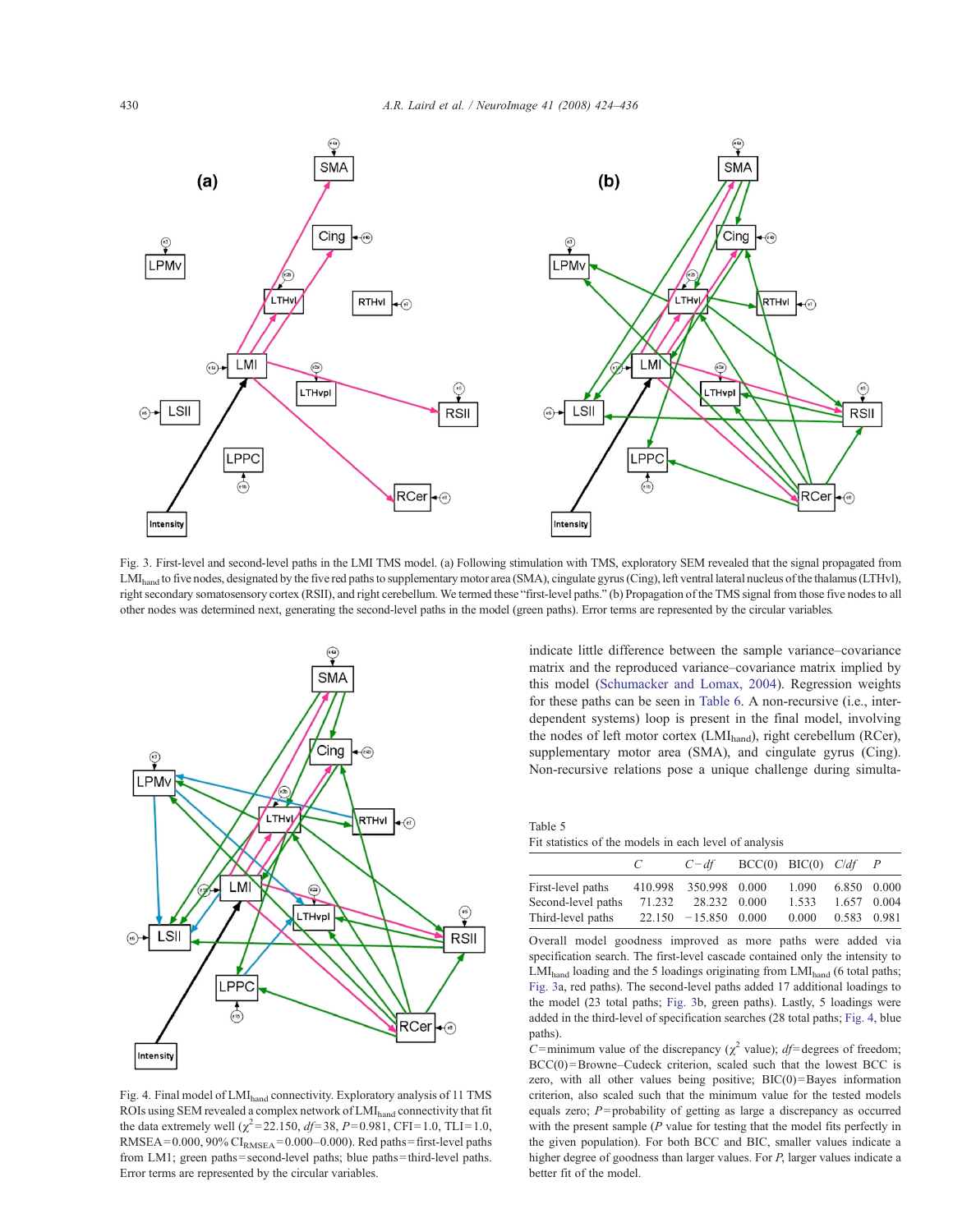Fig. 3. First-level and second-level paths in the LMI TMS model. (a) Following stimulation with TMS, exploratory SEM revealed that the signal propagated from $LMI_{hand}$ to five nodes, designated by the five red paths to supplementary motor area (SMA), cingulate gyrus (Cing), left ventral lateral nucleus of the thalamus (LTHvl), right secondary somatosensory cortex (RSII), and right cerebellum. We termed these "first-level paths." (b) Propagation of the TMS signal from those five nodes to all other nodes was determined next, generating the second-level paths in the model (green paths). Error terms are represented by the circular variables.

Fig. 4. Final model of $LMI_{hand}$ connectivity. Exploratory analysis of 11 TMS ROIs using SEM revealed a complex network of $LMI_{hand}$ connectivity that fit the data extremely well ($\chi^2$ = 22.150, $df$ = 38, $P$ = 0.981, CFI = 1.0, TLI = 1.0, RMSEA = 0.000, 90% $CI_{RMSEA}$ = 0.000–0.000). Red paths = first-level paths from LM1; green paths = second-level paths; blue paths = third-level paths. Error terms are represented by the circular variables.

indicate little difference between the sample variance–covariance matrix and the reproduced variance–covariance matrix implied by this model (Schumacker and Lomax, 2004). Regression weights for these paths can be seen in Table 6. A non-recursive (i.e., interdependent systems) loop is present in the final model, involving the nodes of left motor cortex ($LMI_{hand}$), right cerebellum (RCer), supplementary motor area (SMA), and cingulate gyrus (Cing). Non-recursive relations pose a unique challenge during simulta-

Table 5
Fit statistics of the models in each level of analysis

| | $C$ | $C-df$ | BCC(0) | BIC(0) | $C/df$ | $P$ |
|---|---|---|---|---|---|---|
| First-level paths | 410.998 | 350.998 | 0.000 | 1.090 | 6.850 | 0.000 |
| Second-level paths | 71.232 | 28.232 | 0.000 | 1.533 | 1.657 | 0.004 |
| Third-level paths | 22.150 | −15.850 | 0.000 | 0.000 | 0.583 | 0.981 |

Overall model goodness improved as more paths were added via specification search. The first-level cascade contained only the intensity to $LMI_{hand}$ loading and the 5 loadings originating from $LMI_{hand}$ (6 total paths; Fig. 3a, red paths). The second-level paths added 17 additional loadings to the model (23 total paths; Fig. 3b, green paths). Lastly, 5 loadings were added in the third-level of specification searches (28 total paths; Fig. 4, blue paths).

$C$ = minimum value of the discrepancy ($\chi^2$ value); $df$ = degrees of freedom; BCC(0) = Browne–Cudeck criterion, scaled such that the lowest BCC is zero, with all other values being positive; BIC(0) = Bayes information criterion, also scaled such that the minimum value for the tested models equals zero; $P$ = probability of getting as large a discrepancy as occurred with the present sample ($P$ value for testing that the model fits perfectly in the given population). For both BCC and BIC, smaller values indicate a higher degree of goodness than larger values. For $P$, larger values indicate a better fit of the model.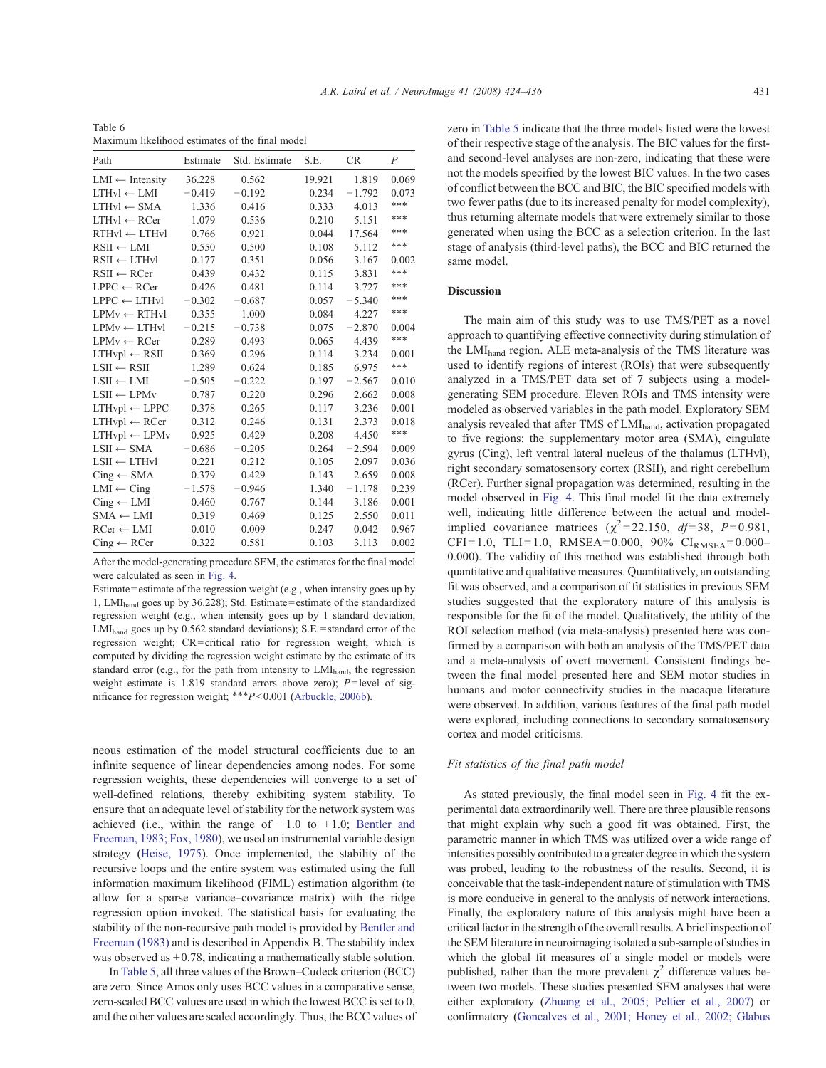Table 6
Maximum likelihood estimates of the final model

| Path | Estimate | Std. Estimate | S.E. | CR | *P* |
|---|---|---|---|---|---|
| LMI ← Intensity | 36.228 | 0.562 | 19.921 | 1.819 | 0.069 |
| LTHvl ← LMI | −0.419 | −0.192 | 0.234 | −1.792 | 0.073 |
| LTHvl ← SMA | 1.336 | 0.416 | 0.333 | 4.013 | *** |
| LTHvl ← RCer | 1.079 | 0.536 | 0.210 | 5.151 | *** |
| RTHvl ← LTHvl | 0.766 | 0.921 | 0.044 | 17.564 | *** |
| RSII ← LMI | 0.550 | 0.500 | 0.108 | 5.112 | *** |
| RSII ← LTHvl | 0.177 | 0.351 | 0.056 | 3.167 | 0.002 |
| RSII ← RCer | 0.439 | 0.432 | 0.115 | 3.831 | *** |
| LPPC ← RCer | 0.426 | 0.481 | 0.114 | 3.727 | *** |
| LPPC ← LTHvl | −0.302 | −0.687 | 0.057 | −5.340 | *** |
| LPMv ← RTHvl | 0.355 | 1.000 | 0.084 | 4.227 | *** |
| LPMv ← LTHvl | −0.215 | −0.738 | 0.075 | −2.870 | 0.004 |
| LPMv ← RCer | 0.289 | 0.493 | 0.065 | 4.439 | *** |
| LTHvpl ← RSII | 0.369 | 0.296 | 0.114 | 3.234 | 0.001 |
| LSII ← RSII | 1.289 | 0.624 | 0.185 | 6.975 | *** |
| LSII ← LMI | −0.505 | −0.222 | 0.197 | −2.567 | 0.010 |
| LSII ← LPMv | 0.787 | 0.220 | 0.296 | 2.662 | 0.008 |
| LTHvpl ← LPPC | 0.378 | 0.265 | 0.117 | 3.236 | 0.001 |
| LTHvpl ← RCer | 0.312 | 0.246 | 0.131 | 2.373 | 0.018 |
| LTHvpl ← LPMv | 0.925 | 0.429 | 0.208 | 4.450 | *** |
| LSII ← SMA | −0.686 | −0.205 | 0.264 | −2.594 | 0.009 |
| LSII ← LTHvl | 0.221 | 0.212 | 0.105 | 2.097 | 0.036 |
| Cing ← SMA | 0.379 | 0.429 | 0.143 | 2.659 | 0.008 |
| LMI ← Cing | −1.578 | −0.946 | 1.340 | −1.178 | 0.239 |
| Cing ← LMI | 0.460 | 0.767 | 0.144 | 3.186 | 0.001 |
| SMA ← LMI | 0.319 | 0.469 | 0.125 | 2.550 | 0.011 |
| RCer ← LMI | 0.010 | 0.009 | 0.247 | 0.042 | 0.967 |
| Cing ← RCer | 0.322 | 0.581 | 0.103 | 3.113 | 0.002 |

After the model-generating procedure SEM, the estimates for the final model were calculated as seen in Fig. 4.

Estimate = estimate of the regression weight (e.g., when intensity goes up by 1, $LMI_{hand}$ goes up by 36.228); Std. Estimate = estimate of the standardized regression weight (e.g., when intensity goes up by 1 standard deviation, $LMI_{hand}$ goes up by 0.562 standard deviations); S.E. = standard error of the regression weight; CR = critical ratio for regression weight, which is computed by dividing the regression weight estimate by the estimate of its standard error (e.g., for the path from intensity to $LMI_{hand}$, the regression weight estimate is 1.819 standard errors above zero); *P* = level of significance for regression weight; ***$P<0.001$ (Arbuckle, 2006b).

neous estimation of the model structural coefficients due to an infinite sequence of linear dependencies among nodes. For some regression weights, these dependencies will converge to a set of well-defined relations, thereby exhibiting system stability. To ensure that an adequate level of stability for the network system was achieved (i.e., within the range of −1.0 to +1.0; Bentler and Freeman, 1983; Fox, 1980), we used an instrumental variable design strategy (Heise, 1975). Once implemented, the stability of the recursive loops and the entire system was estimated using the full information maximum likelihood (FIML) estimation algorithm (to allow for a sparse variance–covariance matrix) with the ridge regression option invoked. The statistical basis for evaluating the stability of the non-recursive path model is provided by Bentler and Freeman (1983) and is described in Appendix B. The stability index was observed as +0.78, indicating a mathematically stable solution.

In Table 5, all three values of the Brown–Cudeck criterion (BCC) are zero. Since Amos only uses BCC values in a comparative sense, zero-scaled BCC values are used in which the lowest BCC is set to 0, and the other values are scaled accordingly. Thus, the BCC values of zero in Table 5 indicate that the three models listed were the lowest of their respective stage of the analysis. The BIC values for the first- and second-level analyses are non-zero, indicating that these were not the models specified by the lowest BIC values. In the two cases of conflict between the BCC and BIC, the BIC specified models with two fewer paths (due to its increased penalty for model complexity), thus returning alternate models that were extremely similar to those generated when using the BCC as a selection criterion. In the last stage of analysis (third-level paths), the BCC and BIC returned the same model.

## Discussion

The main aim of this study was to use TMS/PET as a novel approach to quantifying effective connectivity during stimulation of the $LMI_{hand}$ region. ALE meta-analysis of the TMS literature was used to identify regions of interest (ROIs) that were subsequently analyzed in a TMS/PET data set of 7 subjects using a model-generating SEM procedure. Eleven ROIs and TMS intensity were modeled as observed variables in the path model. Exploratory SEM analysis revealed that after TMS of $LMI_{hand}$, activation propagated to five regions: the supplementary motor area (SMA), cingulate gyrus (Cing), left ventral lateral nucleus of the thalamus (LTHvl), right secondary somatosensory cortex (RSII), and right cerebellum (RCer). Further signal propagation was determined, resulting in the model observed in Fig. 4. This final model fit the data extremely well, indicating little difference between the actual and model-implied covariance matrices ($\chi^2=22.150$, $df=38$, $P=0.981$, CFI = 1.0, TLI = 1.0, RMSEA = 0.000, 90% $CI_{RMSEA}=0.000$–0.000). The validity of this method was established through both quantitative and qualitative measures. Quantitatively, an outstanding fit was observed, and a comparison of fit statistics in previous SEM studies suggested that the exploratory nature of this analysis is responsible for the fit of the model. Qualitatively, the utility of the ROI selection method (via meta-analysis) presented here was confirmed by a comparison with both an analysis of the TMS/PET data and a meta-analysis of overt movement. Consistent findings between the final model presented here and SEM motor studies in humans and motor connectivity studies in the macaque literature were observed. In addition, various features of the final path model were explored, including connections to secondary somatosensory cortex and model criticisms.

### *Fit statistics of the final path model*

As stated previously, the final model seen in Fig. 4 fit the experimental data extraordinarily well. There are three plausible reasons that might explain why such a good fit was obtained. First, the parametric manner in which TMS was utilized over a wide range of intensities possibly contributed to a greater degree in which the system was probed, leading to the robustness of the results. Second, it is conceivable that the task-independent nature of stimulation with TMS is more conducive in general to the analysis of network interactions. Finally, the exploratory nature of this analysis might have been a critical factor in the strength of the overall results. A brief inspection of the SEM literature in neuroimaging isolated a sub-sample of studies in which the global fit measures of a single model or models were published, rather than the more prevalent $\chi^2$ difference values between two models. These studies presented SEM analyses that were either exploratory (Zhuang et al., 2005; Peltier et al., 2007) or confirmatory (Goncalves et al., 2001; Honey et al., 2002; Glabus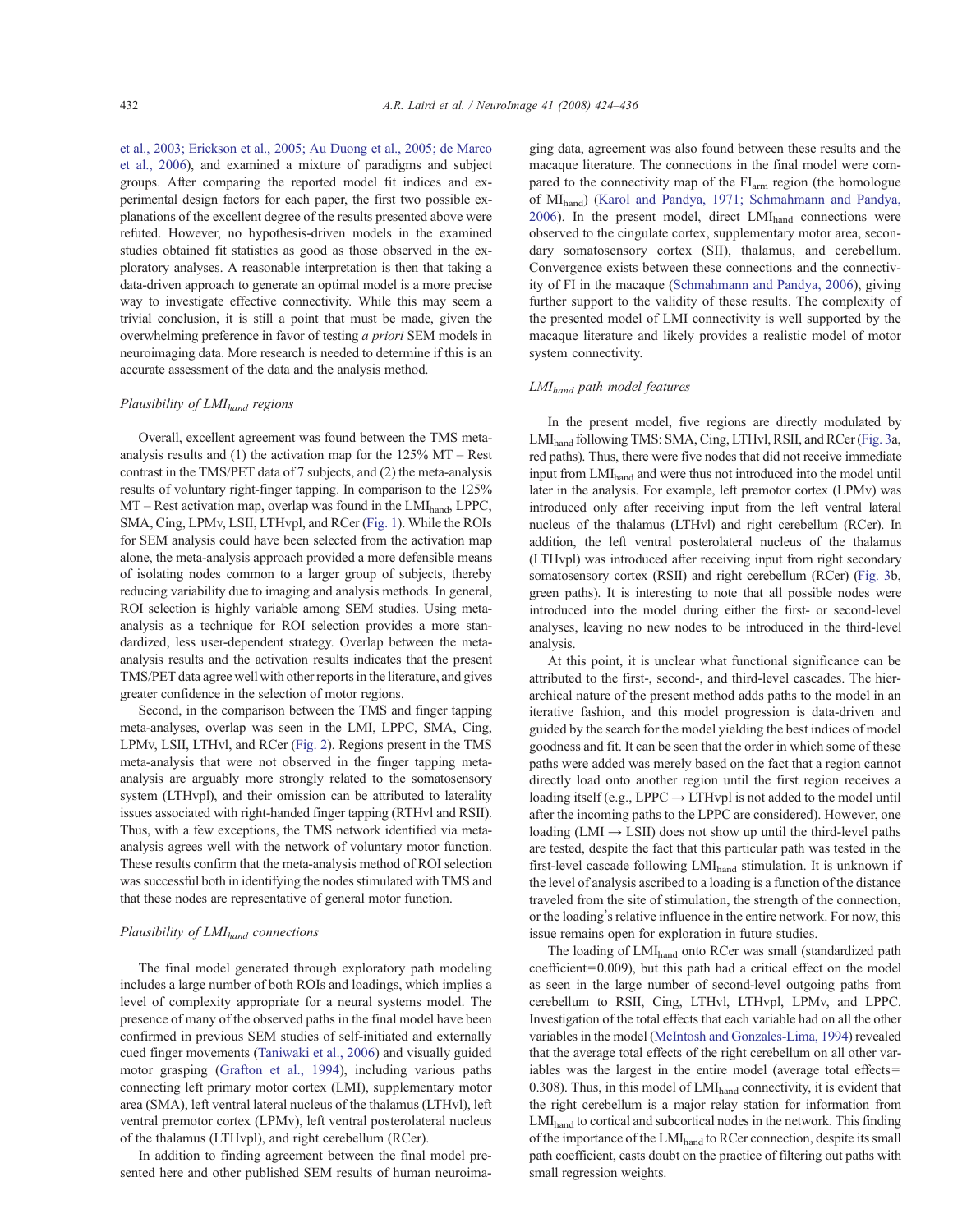et al., 2003; Erickson et al., 2005; Au Duong et al., 2005; de Marco et al., 2006), and examined a mixture of paradigms and subject groups. After comparing the reported model fit indices and experimental design factors for each paper, the first two possible explanations of the excellent degree of the results presented above were refuted. However, no hypothesis-driven models in the examined studies obtained fit statistics as good as those observed in the exploratory analyses. A reasonable interpretation is then that taking a data-driven approach to generate an optimal model is a more precise way to investigate effective connectivity. While this may seem a trivial conclusion, it is still a point that must be made, given the overwhelming preference in favor of testing *a priori* SEM models in neuroimaging data. More research is needed to determine if this is an accurate assessment of the data and the analysis method.

### Plausibility of $LMI_{hand}$ regions

Overall, excellent agreement was found between the TMS meta-analysis results and (1) the activation map for the 125% MT – Rest contrast in the TMS/PET data of 7 subjects, and (2) the meta-analysis results of voluntary right-finger tapping. In comparison to the 125% MT – Rest activation map, overlap was found in the $LMI_{hand}$, LPPC, SMA, Cing, LPMv, LSII, LTHvpl, and RCer (Fig. 1). While the ROIs for SEM analysis could have been selected from the activation map alone, the meta-analysis approach provided a more defensible means of isolating nodes common to a larger group of subjects, thereby reducing variability due to imaging and analysis methods. In general, ROI selection is highly variable among SEM studies. Using meta-analysis as a technique for ROI selection provides a more standardized, less user-dependent strategy. Overlap between the meta-analysis results and the activation results indicates that the present TMS/PET data agree well with other reports in the literature, and gives greater confidence in the selection of motor regions.

Second, in the comparison between the TMS and finger tapping meta-analyses, overlap was seen in the LMI, LPPC, SMA, Cing, LPMv, LSII, LTHvl, and RCer (Fig. 2). Regions present in the TMS meta-analysis that were not observed in the finger tapping meta-analysis are arguably more strongly related to the somatosensory system (LTHvpl), and their omission can be attributed to laterality issues associated with right-handed finger tapping (RTHvl and RSII). Thus, with a few exceptions, the TMS network identified via meta-analysis agrees well with the network of voluntary motor function. These results confirm that the meta-analysis method of ROI selection was successful both in identifying the nodes stimulated with TMS and that these nodes are representative of general motor function.

### Plausibility of $LMI_{hand}$ connections

The final model generated through exploratory path modeling includes a large number of both ROIs and loadings, which implies a level of complexity appropriate for a neural systems model. The presence of many of the observed paths in the final model have been confirmed in previous SEM studies of self-initiated and externally cued finger movements (Taniwaki et al., 2006) and visually guided motor grasping (Grafton et al., 1994), including various paths connecting left primary motor cortex (LMI), supplementary motor area (SMA), left ventral lateral nucleus of the thalamus (LTHvl), left ventral premotor cortex (LPMv), left ventral posterolateral nucleus of the thalamus (LTHvpl), and right cerebellum (RCer).

In addition to finding agreement between the final model presented here and other published SEM results of human neuroimaging data, agreement was also found between these results and the macaque literature. The connections in the final model were compared to the connectivity map of the $FI_{arm}$ region (the homologue of $MI_{hand}$) (Karol and Pandya, 1971; Schmahmann and Pandya, 2006). In the present model, direct $LMI_{hand}$ connections were observed to the cingulate cortex, supplementary motor area, secondary somatosensory cortex (SII), thalamus, and cerebellum. Convergence exists between these connections and the connectivity of FI in the macaque (Schmahmann and Pandya, 2006), giving further support to the validity of these results. The complexity of the presented model of LMI connectivity is well supported by the macaque literature and likely provides a realistic model of motor system connectivity.

### $LMI_{hand}$ path model features

In the present model, five regions are directly modulated by $LMI_{hand}$ following TMS: SMA, Cing, LTHvl, RSII, and RCer (Fig. 3a, red paths). Thus, there were five nodes that did not receive immediate input from $LMI_{hand}$ and were thus not introduced into the model until later in the analysis. For example, left premotor cortex (LPMv) was introduced only after receiving input from the left ventral lateral nucleus of the thalamus (LTHvl) and right cerebellum (RCer). In addition, the left ventral posterolateral nucleus of the thalamus (LTHvpl) was introduced after receiving input from right secondary somatosensory cortex (RSII) and right cerebellum (RCer) (Fig. 3b, green paths). It is interesting to note that all possible nodes were introduced into the model during either the first- or second-level analyses, leaving no new nodes to be introduced in the third-level analysis.

At this point, it is unclear what functional significance can be attributed to the first-, second-, and third-level cascades. The hierarchical nature of the present method adds paths to the model in an iterative fashion, and this model progression is data-driven and guided by the search for the model yielding the best indices of model goodness and fit. It can be seen that the order in which some of these paths were added was merely based on the fact that a region cannot directly load onto another region until the first region receives a loading itself (e.g., LPPC → LTHvpl is not added to the model until after the incoming paths to the LPPC are considered). However, one loading (LMI → LSII) does not show up until the third-level paths are tested, despite the fact that this particular path was tested in the first-level cascade following $LMI_{hand}$ stimulation. It is unknown if the level of analysis ascribed to a loading is a function of the distance traveled from the site of stimulation, the strength of the connection, or the loading's relative influence in the entire network. For now, this issue remains open for exploration in future studies.

The loading of $LMI_{hand}$ onto RCer was small (standardized path coefficient = 0.009), but this path had a critical effect on the model as seen in the large number of second-level outgoing paths from cerebellum to RSII, Cing, LTHvl, LTHvpl, LPMv, and LPPC. Investigation of the total effects that each variable had on all the other variables in the model (McIntosh and Gonzales-Lima, 1994) revealed that the average total effects of the right cerebellum on all other variables was the largest in the entire model (average total effects = 0.308). Thus, in this model of $LMI_{hand}$ connectivity, it is evident that the right cerebellum is a major relay station for information from $LMI_{hand}$ to cortical and subcortical nodes in the network. This finding of the importance of the $LMI_{hand}$ to RCer connection, despite its small path coefficient, casts doubt on the practice of filtering out paths with small regression weights.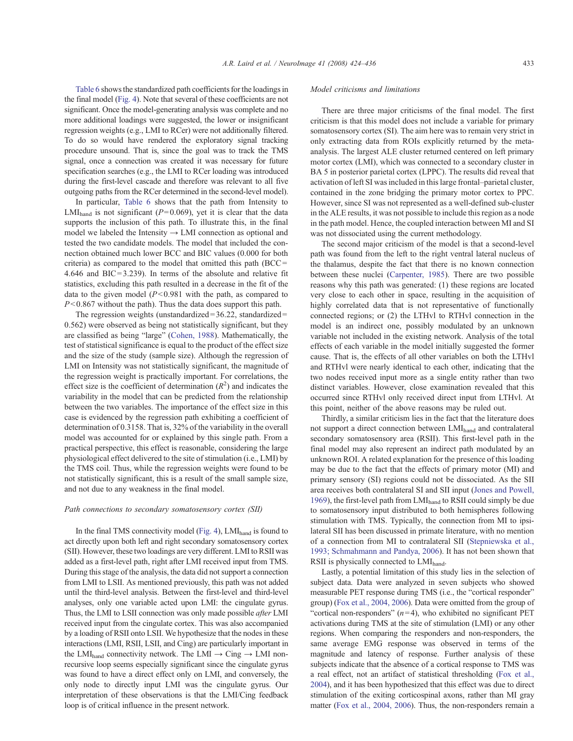Table 6 shows the standardized path coefficients for the loadings in the final model (Fig. 4). Note that several of these coefficients are not significant. Once the model-generating analysis was complete and no more additional loadings were suggested, the lower or insignificant regression weights (e.g., LMI to RCer) were not additionally filtered. To do so would have rendered the exploratory signal tracking procedure unsound. That is, since the goal was to track the TMS signal, once a connection was created it was necessary for future specification searches (e.g., the LMI to RCer loading was introduced during the first-level cascade and therefore was relevant to all five outgoing paths from the RCer determined in the second-level model).

In particular, Table 6 shows that the path from Intensity to $LMI_{hand}$ is not significant ($P = 0.069$), yet it is clear that the data supports the inclusion of this path. To illustrate this, in the final model we labeled the Intensity → LMI connection as optional and tested the two candidate models. The model that included the connection obtained much lower BCC and BIC values (0.000 for both criteria) as compared to the model that omitted this path (BCC = 4.646 and BIC = 3.239). In terms of the absolute and relative fit statistics, excluding this path resulted in a decrease in the fit of the data to the given model ($P < 0.981$ with the path, as compared to $P < 0.867$ without the path). Thus the data does support this path.

The regression weights (unstandardized = 36.22, standardized = 0.562) were observed as being not statistically significant, but they are classified as being "large" (Cohen, 1988). Mathematically, the test of statistical significance is equal to the product of the effect size and the size of the study (sample size). Although the regression of LMI on Intensity was not statistically significant, the magnitude of the regression weight is practically important. For correlations, the effect size is the coefficient of determination ($R^2$) and indicates the variability in the model that can be predicted from the relationship between the two variables. The importance of the effect size in this case is evidenced by the regression path exhibiting a coefficient of determination of 0.3158. That is, 32% of the variability in the overall model was accounted for or explained by this single path. From a practical perspective, this effect is reasonable, considering the large physiological effect delivered to the site of stimulation (i.e., LMI) by the TMS coil. Thus, while the regression weights were found to be not statistically significant, this is a result of the small sample size, and not due to any weakness in the final model.

### *Path connections to secondary somatosensory cortex (SII)*

In the final TMS connectivity model (Fig. 4), $LMI_{hand}$ is found to act directly upon both left and right secondary somatosensory cortex (SII). However, these two loadings are very different. LMI to RSII was added as a first-level path, right after LMI received input from TMS. During this stage of the analysis, the data did not support a connection from LMI to LSII. As mentioned previously, this path was not added until the third-level analysis. Between the first-level and third-level analyses, only one variable acted upon LMI: the cingulate gyrus. Thus, the LMI to LSII connection was only made possible *after* LMI received input from the cingulate cortex. This was also accompanied by a loading of RSII onto LSII. We hypothesize that the nodes in these interactions (LMI, RSII, LSII, and Cing) are particularly important in the $LMI_{hand}$ connectivity network. The LMI → Cing → LMI non-recursive loop seems especially significant since the cingulate gyrus was found to have a direct effect only on LMI, and conversely, the only node to directly input LMI was the cingulate gyrus. Our interpretation of these observations is that the LMI/Cing feedback loop is of critical influence in the present network.

### *Model criticisms and limitations*

There are three major criticisms of the final model. The first criticism is that this model does not include a variable for primary somatosensory cortex (SI). The aim here was to remain very strict in only extracting data from ROIs explicitly returned by the meta-analysis. The largest ALE cluster returned centered on left primary motor cortex (LMI), which was connected to a secondary cluster in BA 5 in posterior parietal cortex (LPPC). The results did reveal that activation of left SI was included in this large frontal–parietal cluster, contained in the zone bridging the primary motor cortex to PPC. However, since SI was not represented as a well-defined sub-cluster in the ALE results, it was not possible to include this region as a node in the path model. Hence, the coupled interaction between MI and SI was not dissociated using the current methodology.

The second major criticism of the model is that a second-level path was found from the left to the right ventral lateral nucleus of the thalamus, despite the fact that there is no known connection between these nuclei (Carpenter, 1985). There are two possible reasons why this path was generated: (1) these regions are located very close to each other in space, resulting in the acquisition of highly correlated data that is not representative of functionally connected regions; or (2) the LTHvl to RTHvl connection in the model is an indirect one, possibly modulated by an unknown variable not included in the existing network. Analysis of the total effects of each variable in the model initially suggested the former cause. That is, the effects of all other variables on both the LTHvl and RTHvl were nearly identical to each other, indicating that the two nodes received input more as a single entity rather than two distinct variables. However, close examination revealed that this occurred since RTHvl only received direct input from LTHvl. At this point, neither of the above reasons may be ruled out.

Thirdly, a similar criticism lies in the fact that the literature does not support a direct connection between $LMI_{hand}$ and contralateral secondary somatosensory area (RSII). This first-level path in the final model may also represent an indirect path modulated by an unknown ROI. A related explanation for the presence of this loading may be due to the fact that the effects of primary motor (MI) and primary sensory (SI) regions could not be dissociated. As the SII area receives both contralateral SI and SII input (Jones and Powell, 1969), the first-level path from $LMI_{hand}$ to RSII could simply be due to somatosensory input distributed to both hemispheres following stimulation with TMS. Typically, the connection from MI to ipsilateral SII has been discussed in primate literature, with no mention of a connection from MI to contralateral SII (Stepniewska et al., 1993; Schmahmann and Pandya, 2006). It has not been shown that RSII is physically connected to $LMI_{hand}$.

Lastly, a potential limitation of this study lies in the selection of subject data. Data were analyzed in seven subjects who showed measurable PET response during TMS (i.e., the "cortical responder" group) (Fox et al., 2004, 2006). Data were omitted from the group of "cortical non-responders" ($n = 4$), who exhibited no significant PET activations during TMS at the site of stimulation (LMI) or any other regions. When comparing the responders and non-responders, the same average EMG response was observed in terms of the magnitude and latency of response. Further analysis of these subjects indicate that the absence of a cortical response to TMS was a real effect, not an artifact of statistical thresholding (Fox et al., 2004), and it has been hypothesized that this effect was due to direct stimulation of the exiting corticospinal axons, rather than MI gray matter (Fox et al., 2004, 2006). Thus, the non-responders remain a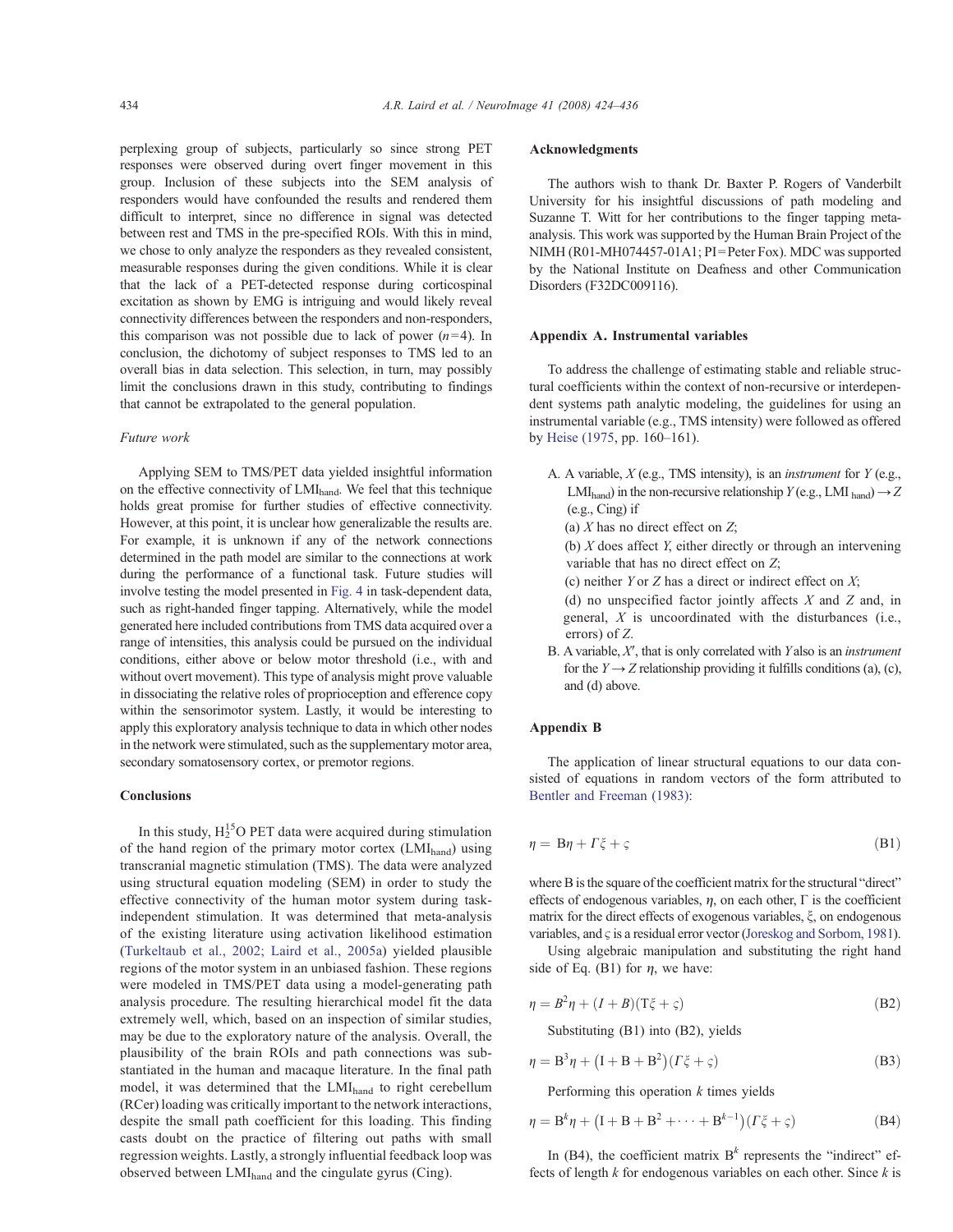perplexing group of subjects, particularly so since strong PET responses were observed during overt finger movement in this group. Inclusion of these subjects into the SEM analysis of responders would have confounded the results and rendered them difficult to interpret, since no difference in signal was detected between rest and TMS in the pre-specified ROIs. With this in mind, we chose to only analyze the responders as they revealed consistent, measurable responses during the given conditions. While it is clear that the lack of a PET-detected response during corticospinal excitation as shown by EMG is intriguing and would likely reveal connectivity differences between the responders and non-responders, this comparison was not possible due to lack of power ($n=4$). In conclusion, the dichotomy of subject responses to TMS led to an overall bias in data selection. This selection, in turn, may possibly limit the conclusions drawn in this study, contributing to findings that cannot be extrapolated to the general population.

### *Future work*

Applying SEM to TMS/PET data yielded insightful information on the effective connectivity of $LMI_{hand}$. We feel that this technique holds great promise for further studies of effective connectivity. However, at this point, it is unclear how generalizable the results are. For example, it is unknown if any of the network connections determined in the path model are similar to the connections at work during the performance of a functional task. Future studies will involve testing the model presented in Fig. 4 in task-dependent data, such as right-handed finger tapping. Alternatively, while the model generated here included contributions from TMS data acquired over a range of intensities, this analysis could be pursued on the individual conditions, either above or below motor threshold (i.e., with and without overt movement). This type of analysis might prove valuable in dissociating the relative roles of proprioception and efference copy within the sensorimotor system. Lastly, it would be interesting to apply this exploratory analysis technique to data in which other nodes in the network were stimulated, such as the supplementary motor area, secondary somatosensory cortex, or premotor regions.

## Conclusions

In this study, $H_2^{15}O$ PET data were acquired during stimulation of the hand region of the primary motor cortex ($LMI_{hand}$) using transcranial magnetic stimulation (TMS). The data were analyzed using structural equation modeling (SEM) in order to study the effective connectivity of the human motor system during task-independent stimulation. It was determined that meta-analysis of the existing literature using activation likelihood estimation (Turkeltaub et al., 2002; Laird et al., 2005a) yielded plausible regions of the motor system in an unbiased fashion. These regions were modeled in TMS/PET data using a model-generating path analysis procedure. The resulting hierarchical model fit the data extremely well, which, based on an inspection of similar studies, may be due to the exploratory nature of the analysis. Overall, the plausibility of the brain ROIs and path connections was substantiated in the human and macaque literature. In the final path model, it was determined that the $LMI_{hand}$ to right cerebellum (RCer) loading was critically important to the network interactions, despite the small path coefficient for this loading. This finding casts doubt on the practice of filtering out paths with small regression weights. Lastly, a strongly influential feedback loop was observed between $LMI_{hand}$ and the cingulate gyrus (Cing).

## Acknowledgments

The authors wish to thank Dr. Baxter P. Rogers of Vanderbilt University for his insightful discussions of path modeling and Suzanne T. Witt for her contributions to the finger tapping meta-analysis. This work was supported by the Human Brain Project of the NIMH (R01-MH074457-01A1; PI = Peter Fox). MDC was supported by the National Institute on Deafness and other Communication Disorders (F32DC009116).

## Appendix A. Instrumental variables

To address the challenge of estimating stable and reliable structural coefficients within the context of non-recursive or interdependent systems path analytic modeling, the guidelines for using an instrumental variable (e.g., TMS intensity) were followed as offered by Heise (1975, pp. 160–161).

A. A variable, $X$ (e.g., TMS intensity), is an *instrument* for $Y$ (e.g., $LMI_{hand}$) in the non-recursive relationship $Y$ (e.g., $LMI_{hand}$) $\rightarrow Z$ (e.g., Cing) if
  (a) $X$ has no direct effect on $Z$;
  (b) $X$ does affect $Y$, either directly or through an intervening variable that has no direct effect on $Z$;
  (c) neither $Y$ or $Z$ has a direct or indirect effect on $X$;
  (d) no unspecified factor jointly affects $X$ and $Z$ and, in general, $X$ is uncoordinated with the disturbances (i.e., errors) of $Z$.

B. A variable, $X'$, that is only correlated with $Y$ also is an *instrument* for the $Y \rightarrow Z$ relationship providing it fulfills conditions (a), (c), and (d) above.

## Appendix B

The application of linear structural equations to our data consisted of equations in random vectors of the form attributed to Bentler and Freeman (1983):

$$\eta = \mathrm{B}\eta + \Gamma\xi + \varsigma \tag{B1}$$

where B is the square of the coefficient matrix for the structural "direct" effects of endogenous variables, $\eta$, on each other, $\Gamma$ is the coefficient matrix for the direct effects of exogenous variables, $\xi$, on endogenous variables, and $\varsigma$ is a residual error vector (Joreskog and Sorbom, 1981).

Using algebraic manipulation and substituting the right hand side of Eq. (B1) for $\eta$, we have:

$$\eta = B^2\eta + (I + B)(\Gamma\xi + \varsigma) \tag{B2}$$

Substituting (B1) into (B2), yields

$$\eta = \mathrm{B}^3\eta + \left(\mathrm{I} + \mathrm{B} + \mathrm{B}^2\right)(\Gamma\xi + \varsigma) \tag{B3}$$

Performing this operation $k$ times yields

$$\eta = \mathrm{B}^k\eta + \left(\mathrm{I} + \mathrm{B} + \mathrm{B}^2 + \cdots + \mathrm{B}^{k-1}\right)(\Gamma\xi + \varsigma) \tag{B4}$$

In (B4), the coefficient matrix $\mathrm{B}^k$ represents the "indirect" effects of length $k$ for endogenous variables on each other. Since $k$ is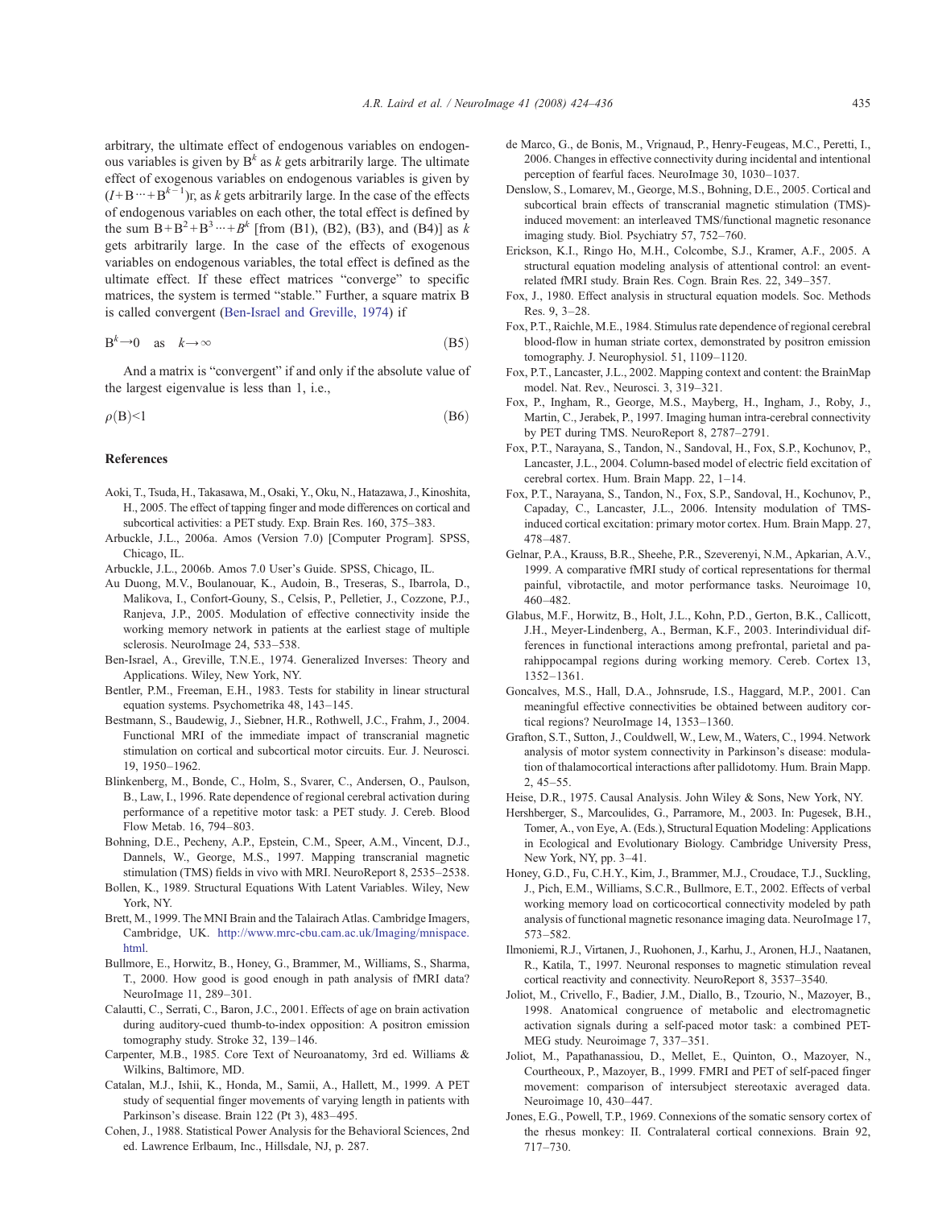arbitrary, the ultimate effect of endogenous variables on endogenous variables is given by $B^k$ as $k$ gets arbitrarily large. The ultimate effect of exogenous variables on endogenous variables is given by $(I+B\cdots+B^{k-1})$r, as $k$ gets arbitrarily large. In the case of the effects of endogenous variables on each other, the total effect is defined by the sum $B+B^2+B^3\cdots+B^k$ [from (B1), (B2), (B3), and (B4)] as $k$ gets arbitrarily large. In the case of the effects of exogenous variables on endogenous variables, the total effect is defined as the ultimate effect. If these effect matrices "converge" to specific matrices, the system is termed "stable." Further, a square matrix B is called convergent (Ben-Israel and Greville, 1974) if

$$B^k \rightarrow 0 \quad \text{as} \quad k \rightarrow \infty \tag{B5}$$

And a matrix is "convergent" if and only if the absolute value of the largest eigenvalue is less than 1, i.e.,

$$\rho(B) < 1 \tag{B6}$$

## References

Aoki, T., Tsuda, H., Takasawa, M., Osaki, Y., Oku, N., Hatazawa, J., Kinoshita, H., 2005. The effect of tapping finger and mode differences on cortical and subcortical activities: a PET study. Exp. Brain Res. 160, 375–383.

Arbuckle, J.L., 2006a. Amos (Version 7.0) [Computer Program]. SPSS, Chicago, IL.

Arbuckle, J.L., 2006b. Amos 7.0 User's Guide. SPSS, Chicago, IL.

Au Duong, M.V., Boulanouar, K., Audoin, B., Treseras, S., Ibarrola, D., Malikova, I., Confort-Gouny, S., Celsis, P., Pelletier, J., Cozzone, P.J., Ranjeva, J.P., 2005. Modulation of effective connectivity inside the working memory network in patients at the earliest stage of multiple sclerosis. NeuroImage 24, 533–538.

Ben-Israel, A., Greville, T.N.E., 1974. Generalized Inverses: Theory and Applications. Wiley, New York, NY.

Bentler, P.M., Freeman, E.H., 1983. Tests for stability in linear structural equation systems. Psychometrika 48, 143–145.

Bestmann, S., Baudewig, J., Siebner, H.R., Rothwell, J.C., Frahm, J., 2004. Functional MRI of the immediate impact of transcranial magnetic stimulation on cortical and subcortical motor circuits. Eur. J. Neurosci. 19, 1950–1962.

Blinkenberg, M., Bonde, C., Holm, S., Svarer, C., Andersen, O., Paulson, B., Law, I., 1996. Rate dependence of regional cerebral activation during performance of a repetitive motor task: a PET study. J. Cereb. Blood Flow Metab. 16, 794–803.

Bohning, D.E., Pecheny, A.P., Epstein, C.M., Speer, A.M., Vincent, D.J., Dannels, W., George, M.S., 1997. Mapping transcranial magnetic stimulation (TMS) fields in vivo with MRI. NeuroReport 8, 2535–2538.

Bollen, K., 1989. Structural Equations With Latent Variables. Wiley, New York, NY.

Brett, M., 1999. The MNI Brain and the Talairach Atlas. Cambridge Imagers, Cambridge, UK. http://www.mrc-cbu.cam.ac.uk/Imaging/mnispace.html.

Bullmore, E., Horwitz, B., Honey, G., Brammer, M., Williams, S., Sharma, T., 2000. How good is good enough in path analysis of fMRI data? NeuroImage 11, 289–301.

Calautti, C., Serrati, C., Baron, J.C., 2001. Effects of age on brain activation during auditory-cued thumb-to-index opposition: A positron emission tomography study. Stroke 32, 139–146.

Carpenter, M.B., 1985. Core Text of Neuroanatomy, 3rd ed. Williams & Wilkins, Baltimore, MD.

Catalan, M.J., Ishii, K., Honda, M., Samii, A., Hallett, M., 1999. A PET study of sequential finger movements of varying length in patients with Parkinson's disease. Brain 122 (Pt 3), 483–495.

Cohen, J., 1988. Statistical Power Analysis for the Behavioral Sciences, 2nd ed. Lawrence Erlbaum, Inc., Hillsdale, NJ, p. 287.

de Marco, G., de Bonis, M., Vrignaud, P., Henry-Feugeas, M.C., Peretti, I., 2006. Changes in effective connectivity during incidental and intentional perception of fearful faces. NeuroImage 30, 1030–1037.

Denslow, S., Lomarev, M., George, M.S., Bohning, D.E., 2005. Cortical and subcortical brain effects of transcranial magnetic stimulation (TMS)-induced movement: an interleaved TMS/functional magnetic resonance imaging study. Biol. Psychiatry 57, 752–760.

Erickson, K.I., Ringo Ho, M.H., Colcombe, S.J., Kramer, A.F., 2005. A structural equation modeling analysis of attentional control: an event-related fMRI study. Brain Res. Cogn. Brain Res. 22, 349–357.

Fox, J., 1980. Effect analysis in structural equation models. Soc. Methods Res. 9, 3–28.

Fox, P.T., Raichle, M.E., 1984. Stimulus rate dependence of regional cerebral blood-flow in human striate cortex, demonstrated by positron emission tomography. J. Neurophysiol. 51, 1109–1120.

Fox, P.T., Lancaster, J.L., 2002. Mapping context and content: the BrainMap model. Nat. Rev., Neurosci. 3, 319–321.

Fox, P., Ingham, R., George, M.S., Mayberg, H., Ingham, J., Roby, J., Martin, C., Jerabek, P., 1997. Imaging human intra-cerebral connectivity by PET during TMS. NeuroReport 8, 2787–2791.

Fox, P.T., Narayana, S., Tandon, N., Sandoval, H., Fox, S.P., Kochunov, P., Lancaster, J.L., 2004. Column-based model of electric field excitation of cerebral cortex. Hum. Brain Mapp. 22, 1–14.

Fox, P.T., Narayana, S., Tandon, N., Fox, S.P., Sandoval, H., Kochunov, P., Capaday, C., Lancaster, J.L., 2006. Intensity modulation of TMS-induced cortical excitation: primary motor cortex. Hum. Brain Mapp. 27, 478–487.

Gelnar, P.A., Krauss, B.R., Sheehe, P.R., Szeverenyi, N.M., Apkarian, A.V., 1999. A comparative fMRI study of cortical representations for thermal painful, vibrotactile, and motor performance tasks. Neuroimage 10, 460–482.

Glabus, M.F., Horwitz, B., Holt, J.L., Kohn, P.D., Gerton, B.K., Callicott, J.H., Meyer-Lindenberg, A., Berman, K.F., 2003. Interindividual differences in functional interactions among prefrontal, parietal and parahippocampal regions during working memory. Cereb. Cortex 13, 1352–1361.

Goncalves, M.S., Hall, D.A., Johnsrude, I.S., Haggard, M.P., 2001. Can meaningful effective connectivities be obtained between auditory cortical regions? NeuroImage 14, 1353–1360.

Grafton, S.T., Sutton, J., Couldwell, W., Lew, M., Waters, C., 1994. Network analysis of motor system connectivity in Parkinson's disease: modulation of thalamocortical interactions after pallidotomy. Hum. Brain Mapp. 2, 45–55.

Heise, D.R., 1975. Causal Analysis. John Wiley & Sons, New York, NY.

Hershberger, S., Marcoulides, G., Parramore, M., 2003. In: Pugesek, B.H., Tomer, A., von Eye, A. (Eds.), Structural Equation Modeling: Applications in Ecological and Evolutionary Biology. Cambridge University Press, New York, NY, pp. 3–41.

Honey, G.D., Fu, C.H.Y., Kim, J., Brammer, M.J., Croudace, T.J., Suckling, J., Pich, E.M., Williams, S.C.R., Bullmore, E.T., 2002. Effects of verbal working memory load on corticocortical connectivity modeled by path analysis of functional magnetic resonance imaging data. NeuroImage 17, 573–582.

Ilmoniemi, R.J., Virtanen, J., Ruohonen, J., Karhu, J., Aronen, H.J., Naatanen, R., Katila, T., 1997. Neuronal responses to magnetic stimulation reveal cortical reactivity and connectivity. NeuroReport 8, 3537–3540.

Joliot, M., Crivello, F., Badier, J.M., Diallo, B., Tzourio, N., Mazoyer, B., 1998. Anatomical congruence of metabolic and electromagnetic activation signals during a self-paced motor task: a combined PET-MEG study. Neuroimage 7, 337–351.

Joliot, M., Papathanassiou, D., Mellet, E., Quinton, O., Mazoyer, N., Courtheoux, P., Mazoyer, B., 1999. FMRI and PET of self-paced finger movement: comparison of intersubject stereotaxic averaged data. Neuroimage 10, 430–447.

Jones, E.G., Powell, T.P., 1969. Connexions of the somatic sensory cortex of the rhesus monkey: II. Contralateral cortical connexions. Brain 92, 717–730.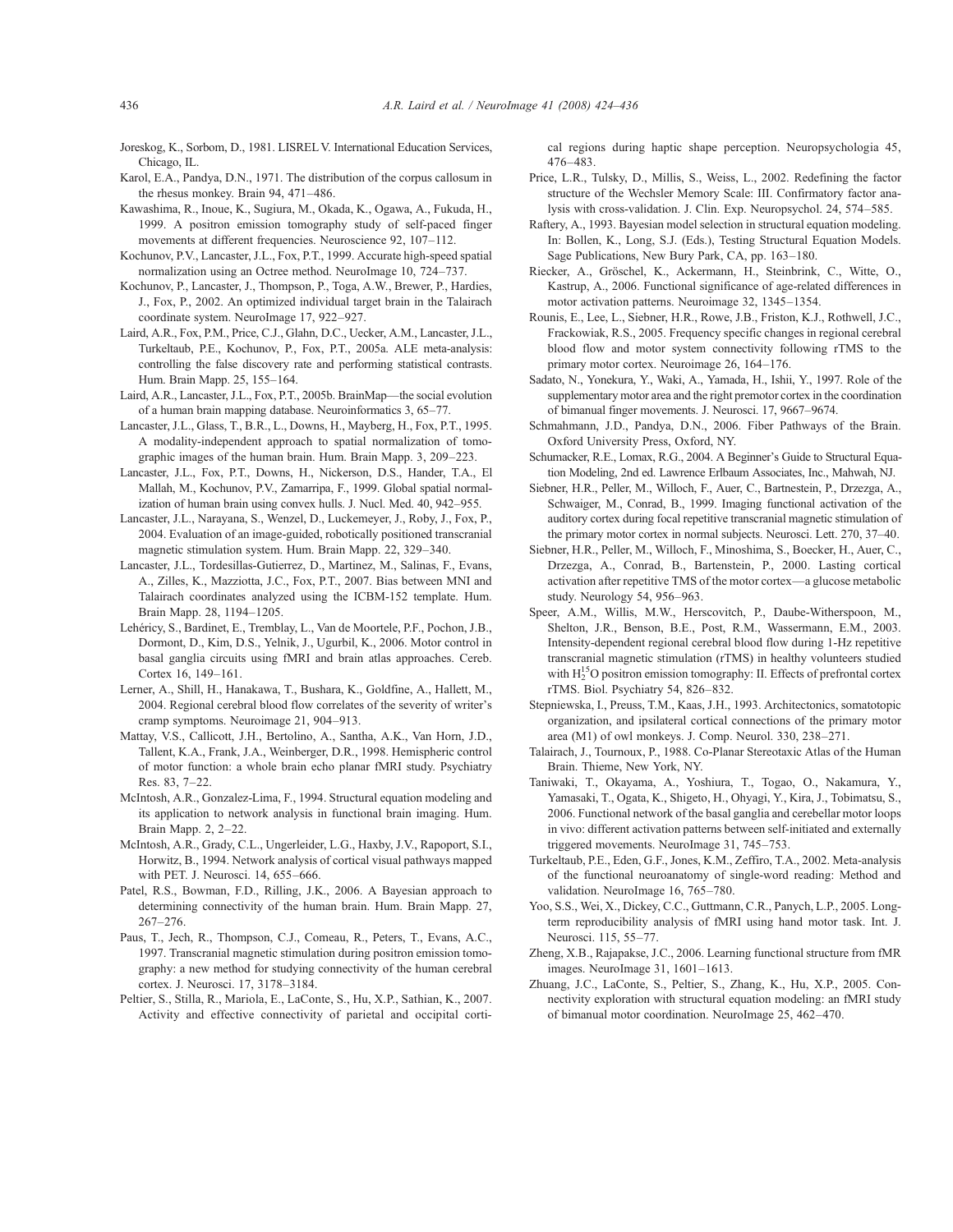Joreskog, K., Sorbom, D., 1981. LISREL V. International Education Services, Chicago, IL.

Karol, E.A., Pandya, D.N., 1971. The distribution of the corpus callosum in the rhesus monkey. Brain 94, 471–486.

Kawashima, R., Inoue, K., Sugiura, M., Okada, K., Ogawa, A., Fukuda, H., 1999. A positron emission tomography study of self-paced finger movements at different frequencies. Neuroscience 92, 107–112.

Kochunov, P.V., Lancaster, J.L., Fox, P.T., 1999. Accurate high-speed spatial normalization using an Octree method. NeuroImage 10, 724–737.

Kochunov, P., Lancaster, J., Thompson, P., Toga, A.W., Brewer, P., Hardies, J., Fox, P., 2002. An optimized individual target brain in the Talairach coordinate system. NeuroImage 17, 922–927.

Laird, A.R., Fox, P.M., Price, C.J., Glahn, D.C., Uecker, A.M., Lancaster, J.L., Turkeltaub, P.E., Kochunov, P., Fox, P.T., 2005a. ALE meta-analysis: controlling the false discovery rate and performing statistical contrasts. Hum. Brain Mapp. 25, 155–164.

Laird, A.R., Lancaster, J.L., Fox, P.T., 2005b. BrainMap—the social evolution of a human brain mapping database. Neuroinformatics 3, 65–77.

Lancaster, J.L., Glass, T., B.R., L., Downs, H., Mayberg, H., Fox, P.T., 1995. A modality-independent approach to spatial normalization of tomographic images of the human brain. Hum. Brain Mapp. 3, 209–223.

Lancaster, J.L., Fox, P.T., Downs, H., Nickerson, D.S., Hander, T.A., El Mallah, M., Kochunov, P.V., Zamarripa, F., 1999. Global spatial normalization of human brain using convex hulls. J. Nucl. Med. 40, 942–955.

Lancaster, J.L., Narayana, S., Wenzel, D., Luckemeyer, J., Roby, J., Fox, P., 2004. Evaluation of an image-guided, robotically positioned transcranial magnetic stimulation system. Hum. Brain Mapp. 22, 329–340.

Lancaster, J.L., Tordesillas-Gutierrez, D., Martinez, M., Salinas, F., Evans, A., Zilles, K., Mazziotta, J.C., Fox, P.T., 2007. Bias between MNI and Talairach coordinates analyzed using the ICBM-152 template. Hum. Brain Mapp. 28, 1194–1205.

Lehéricy, S., Bardinet, E., Tremblay, L., Van de Moortele, P.F., Pochon, J.B., Dormont, D., Kim, D.S., Yelnik, J., Ugurbil, K., 2006. Motor control in basal ganglia circuits using fMRI and brain atlas approaches. Cereb. Cortex 16, 149–161.

Lerner, A., Shill, H., Hanakawa, T., Bushara, K., Goldfine, A., Hallett, M., 2004. Regional cerebral blood flow correlates of the severity of writer's cramp symptoms. Neuroimage 21, 904–913.

Mattay, V.S., Callicott, J.H., Bertolino, A., Santha, A.K., Van Horn, J.D., Tallent, K.A., Frank, J.A., Weinberger, D.R., 1998. Hemispheric control of motor function: a whole brain echo planar fMRI study. Psychiatry Res. 83, 7–22.

McIntosh, A.R., Gonzalez-Lima, F., 1994. Structural equation modeling and its application to network analysis in functional brain imaging. Hum. Brain Mapp. 2, 2–22.

McIntosh, A.R., Grady, C.L., Ungerleider, L.G., Haxby, J.V., Rapoport, S.I., Horwitz, B., 1994. Network analysis of cortical visual pathways mapped with PET. J. Neurosci. 14, 655–666.

Patel, R.S., Bowman, F.D., Rilling, J.K., 2006. A Bayesian approach to determining connectivity of the human brain. Hum. Brain Mapp. 27, 267–276.

Paus, T., Jech, R., Thompson, C.J., Comeau, R., Peters, T., Evans, A.C., 1997. Transcranial magnetic stimulation during positron emission tomography: a new method for studying connectivity of the human cerebral cortex. J. Neurosci. 17, 3178–3184.

Peltier, S., Stilla, R., Mariola, E., LaConte, S., Hu, X.P., Sathian, K., 2007. Activity and effective connectivity of parietal and occipital cortical regions during haptic shape perception. Neuropsychologia 45, 476–483.

Price, L.R., Tulsky, D., Millis, S., Weiss, L., 2002. Redefining the factor structure of the Wechsler Memory Scale: III. Confirmatory factor analysis with cross-validation. J. Clin. Exp. Neuropsychol. 24, 574–585.

Raftery, A., 1993. Bayesian model selection in structural equation modeling. In: Bollen, K., Long, S.J. (Eds.), Testing Structural Equation Models. Sage Publications, New Bury Park, CA, pp. 163–180.

Riecker, A., Gröschel, K., Ackermann, H., Steinbrink, C., Witte, O., Kastrup, A., 2006. Functional significance of age-related differences in motor activation patterns. Neuroimage 32, 1345–1354.

Rounis, E., Lee, L., Siebner, H.R., Rowe, J.B., Friston, K.J., Rothwell, J.C., Frackowiak, R.S., 2005. Frequency specific changes in regional cerebral blood flow and motor system connectivity following rTMS to the primary motor cortex. Neuroimage 26, 164–176.

Sadato, N., Yonekura, Y., Waki, A., Yamada, H., Ishii, Y., 1997. Role of the supplementary motor area and the right premotor cortex in the coordination of bimanual finger movements. J. Neurosci. 17, 9667–9674.

Schmahmann, J.D., Pandya, D.N., 2006. Fiber Pathways of the Brain. Oxford University Press, Oxford, NY.

Schumacker, R.E., Lomax, R.G., 2004. A Beginner's Guide to Structural Equation Modeling, 2nd ed. Lawrence Erlbaum Associates, Inc., Mahwah, NJ.

Siebner, H.R., Peller, M., Willoch, F., Auer, C., Bartenstein, P., Drzezga, A., Schwaiger, M., Conrad, B., 1999. Imaging functional activation of the auditory cortex during focal repetitive transcranial magnetic stimulation of the primary motor cortex in normal subjects. Neurosci. Lett. 270, 37–40.

Siebner, H.R., Peller, M., Willoch, F., Minoshima, S., Boecker, H., Auer, C., Drzezga, A., Conrad, B., Bartenstein, P., 2000. Lasting cortical activation after repetitive TMS of the motor cortex—a glucose metabolic study. Neurology 54, 956–963.

Speer, A.M., Willis, M.W., Herscovitch, P., Daube-Witherspoon, M., Shelton, J.R., Benson, B.E., Post, R.M., Wassermann, E.M., 2003. Intensity-dependent regional cerebral blood flow during 1-Hz repetitive transcranial magnetic stimulation (rTMS) in healthy volunteers studied with $H_2^{15}O$ positron emission tomography: II. Effects of prefrontal cortex rTMS. Biol. Psychiatry 54, 826–832.

Stepniewska, I., Preuss, T.M., Kaas, J.H., 1993. Architectonics, somatotopic organization, and ipsilateral cortical connections of the primary motor area (M1) of owl monkeys. J. Comp. Neurol. 330, 238–271.

Talairach, J., Tournoux, P., 1988. Co-Planar Stereotaxic Atlas of the Human Brain. Thieme, New York, NY.

Taniwaki, T., Okayama, A., Yoshiura, T., Togao, O., Nakamura, Y., Yamasaki, T., Ogata, K., Shigeto, H., Ohyagi, Y., Kira, J., Tobimatsu, S., 2006. Functional network of the basal ganglia and cerebellar motor loops in vivo: different activation patterns between self-initiated and externally triggered movements. NeuroImage 31, 745–753.

Turkeltaub, P.E., Eden, G.F., Jones, K.M., Zeffiro, T.A., 2002. Meta-analysis of the functional neuroanatomy of single-word reading: Method and validation. NeuroImage 16, 765–780.

Yoo, S.S., Wei, X., Dickey, C.C., Guttmann, C.R., Panych, L.P., 2005. Long-term reproducibility analysis of fMRI using hand motor task. Int. J. Neurosci. 115, 55–77.

Zheng, X.B., Rajapakse, J.C., 2006. Learning functional structure from fMR images. NeuroImage 31, 1601–1613.

Zhuang, J.C., LaConte, S., Peltier, S., Zhang, K., Hu, X.P., 2005. Connectivity exploration with structural equation modeling: an fMRI study of bimanual motor coordination. NeuroImage 25, 462–470.